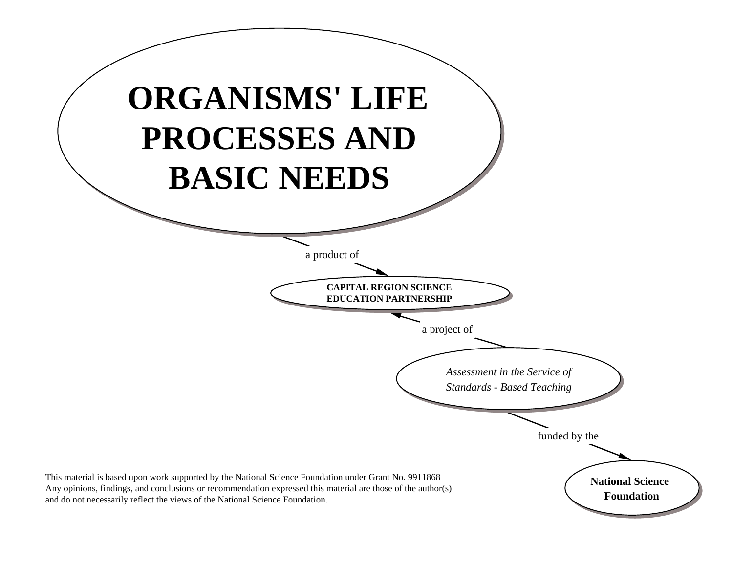# ORGANISMS' LIFE PROCESSES AND BASIC NEEDS

a product of

**CAPITAL REGION SCIENCE EDUCATION PARTNERSHIP**

a project of

*Assessment in the Service of Standards - Based Teaching*

funded by the

**National Science Foundation**

This material is based upon work supported by the National Science Foundation under Grant No. 9911868
Any opinions, findings, and conclusions or recommendation expressed this material are those of the author(s) and do not necessarily reflect the views of the National Science Foundation.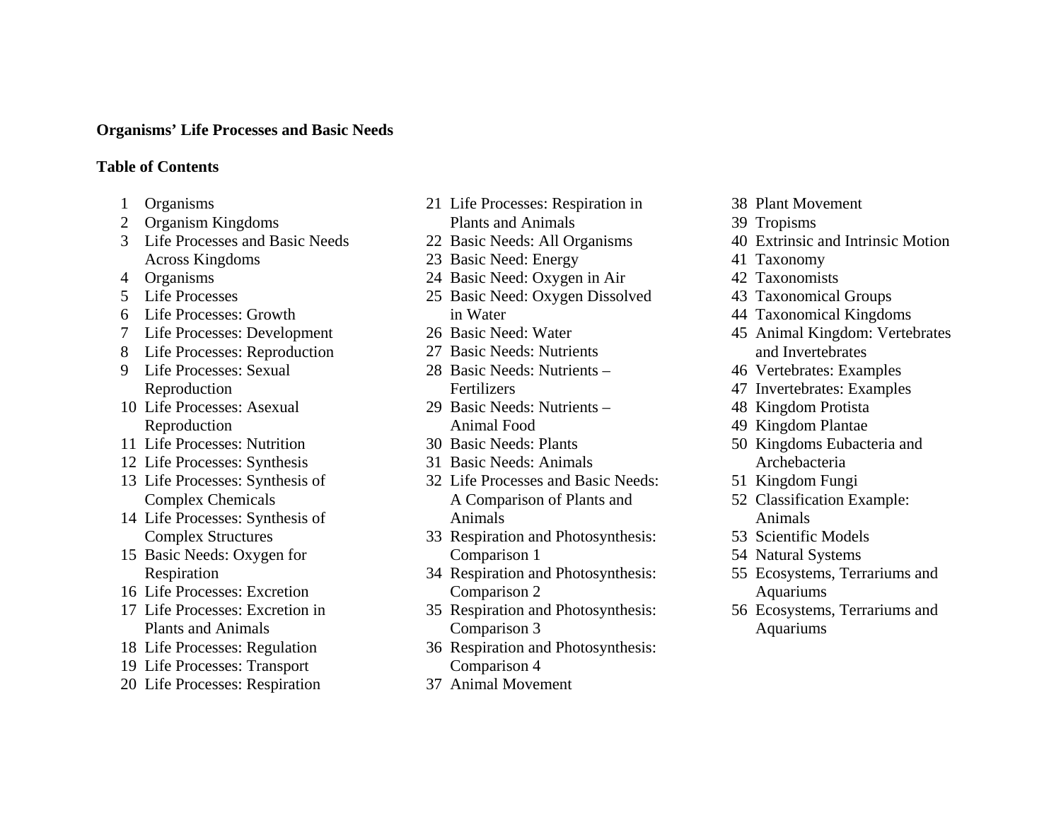**Organisms' Life Processes and Basic Needs**

**Table of Contents**

1 Organisms
2 Organism Kingdoms
3 Life Processes and Basic Needs Across Kingdoms
4 Organisms
5 Life Processes
6 Life Processes: Growth
7 Life Processes: Development
8 Life Processes: Reproduction
9 Life Processes: Sexual Reproduction
10 Life Processes: Asexual Reproduction
11 Life Processes: Nutrition
12 Life Processes: Synthesis
13 Life Processes: Synthesis of Complex Chemicals
14 Life Processes: Synthesis of Complex Structures
15 Basic Needs: Oxygen for Respiration
16 Life Processes: Excretion
17 Life Processes: Excretion in Plants and Animals
18 Life Processes: Regulation
19 Life Processes: Transport
20 Life Processes: Respiration
21 Life Processes: Respiration in Plants and Animals
22 Basic Needs: All Organisms
23 Basic Need: Energy
24 Basic Need: Oxygen in Air
25 Basic Need: Oxygen Dissolved in Water
26 Basic Need: Water
27 Basic Needs: Nutrients
28 Basic Needs: Nutrients – Fertilizers
29 Basic Needs: Nutrients – Animal Food
30 Basic Needs: Plants
31 Basic Needs: Animals
32 Life Processes and Basic Needs: A Comparison of Plants and Animals
33 Respiration and Photosynthesis: Comparison 1
34 Respiration and Photosynthesis: Comparison 2
35 Respiration and Photosynthesis: Comparison 3
36 Respiration and Photosynthesis: Comparison 4
37 Animal Movement
38 Plant Movement
39 Tropisms
40 Extrinsic and Intrinsic Motion
41 Taxonomy
42 Taxonomists
43 Taxonomical Groups
44 Taxonomical Kingdoms
45 Animal Kingdom: Vertebrates and Invertebrates
46 Vertebrates: Examples
47 Invertebrates: Examples
48 Kingdom Protista
49 Kingdom Plantae
50 Kingdoms Eubacteria and Archebacteria
51 Kingdom Fungi
52 Classification Example: Animals
53 Scientific Models
54 Natural Systems
55 Ecosystems, Terrariums and Aquariums
56 Ecosystems, Terrariums and Aquariums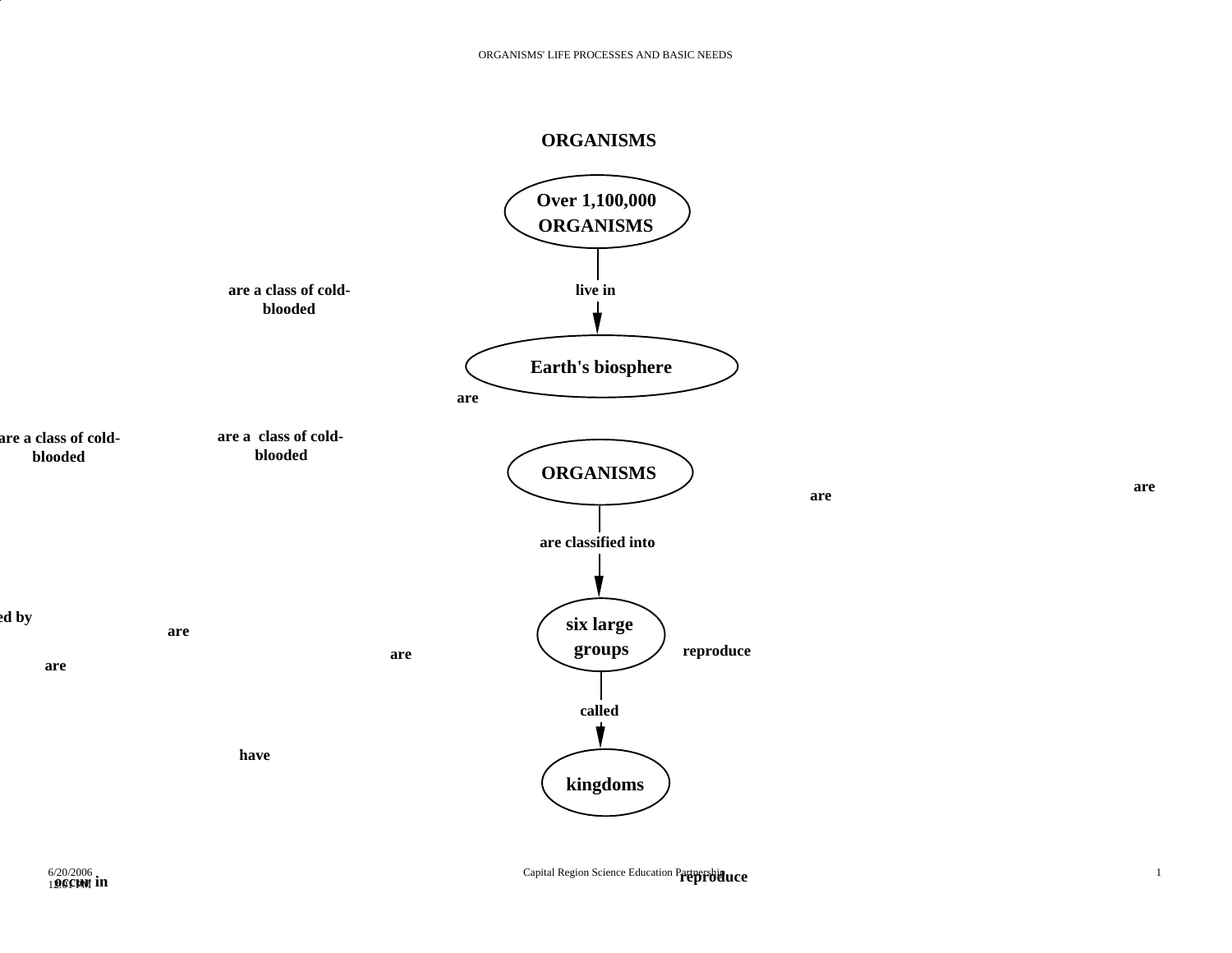# ORGANISMS

Over 1,100,000 ORGANISMS

live in

Earth's biosphere

ORGANISMS

are classified into

six large groups

called

kingdoms

are a class of cold-blooded

are

are a class of cold-blooded

are a class of cold-blooded

are

are

ed by

are

are

reproduce

are

have

occur in

reproduce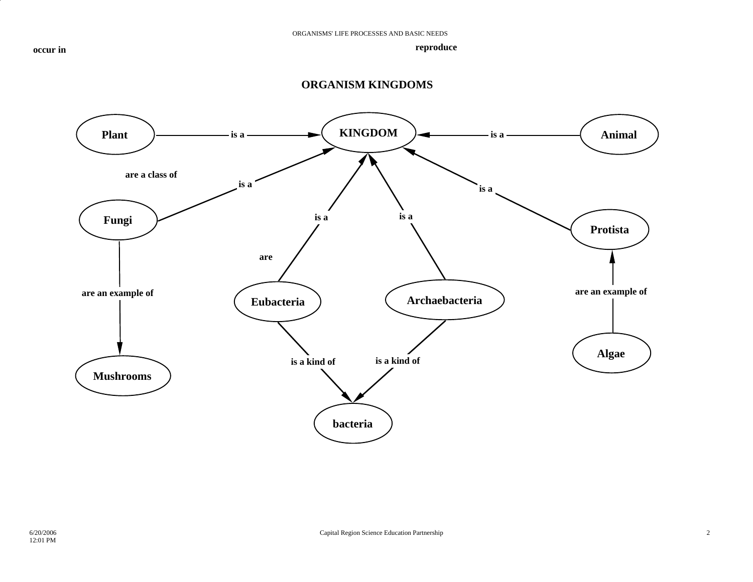ORGANISMS' LIFE PROCESSES AND BASIC NEEDS

**occur in**

**reproduce**

## ORGANISM KINGDOMS

- **Plant** — is a → **KINGDOM**
- **Animal** — is a → **KINGDOM**
- **Fungi** — is a → **KINGDOM**
- **Protista** — is a → **KINGDOM**
- **Eubacteria** — is a → **KINGDOM**
- **Archaebacteria** — is a → **KINGDOM**
- **Mushrooms** — are an example of → **Fungi**
- **Algae** — are an example of → **Protista**
- **Eubacteria** — is a kind of → **bacteria**
- **Archaebacteria** — is a kind of → **bacteria**

**are a class of**

**are**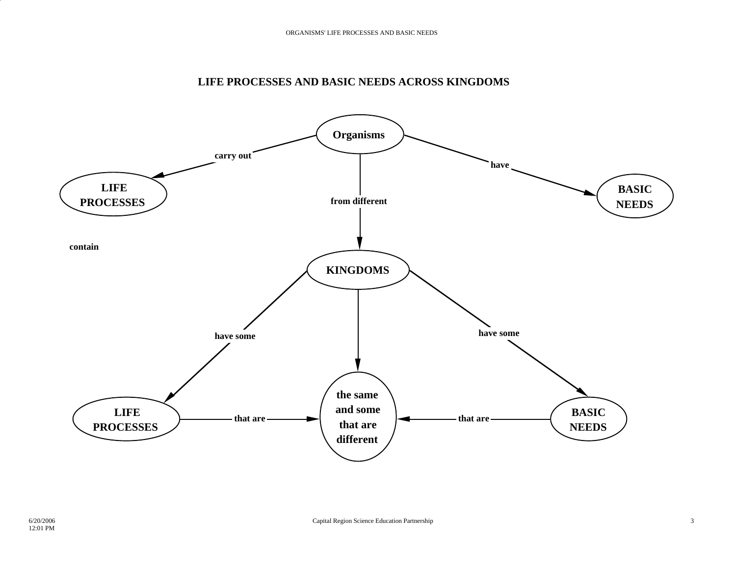# LIFE PROCESSES AND BASIC NEEDS ACROSS KINGDOMS

Organisms

carry out

have

LIFE PROCESSES

from different

BASIC NEEDS

contain

KINGDOMS

have some

have some

the same and some that are different

LIFE PROCESSES

that are

that are

BASIC NEEDS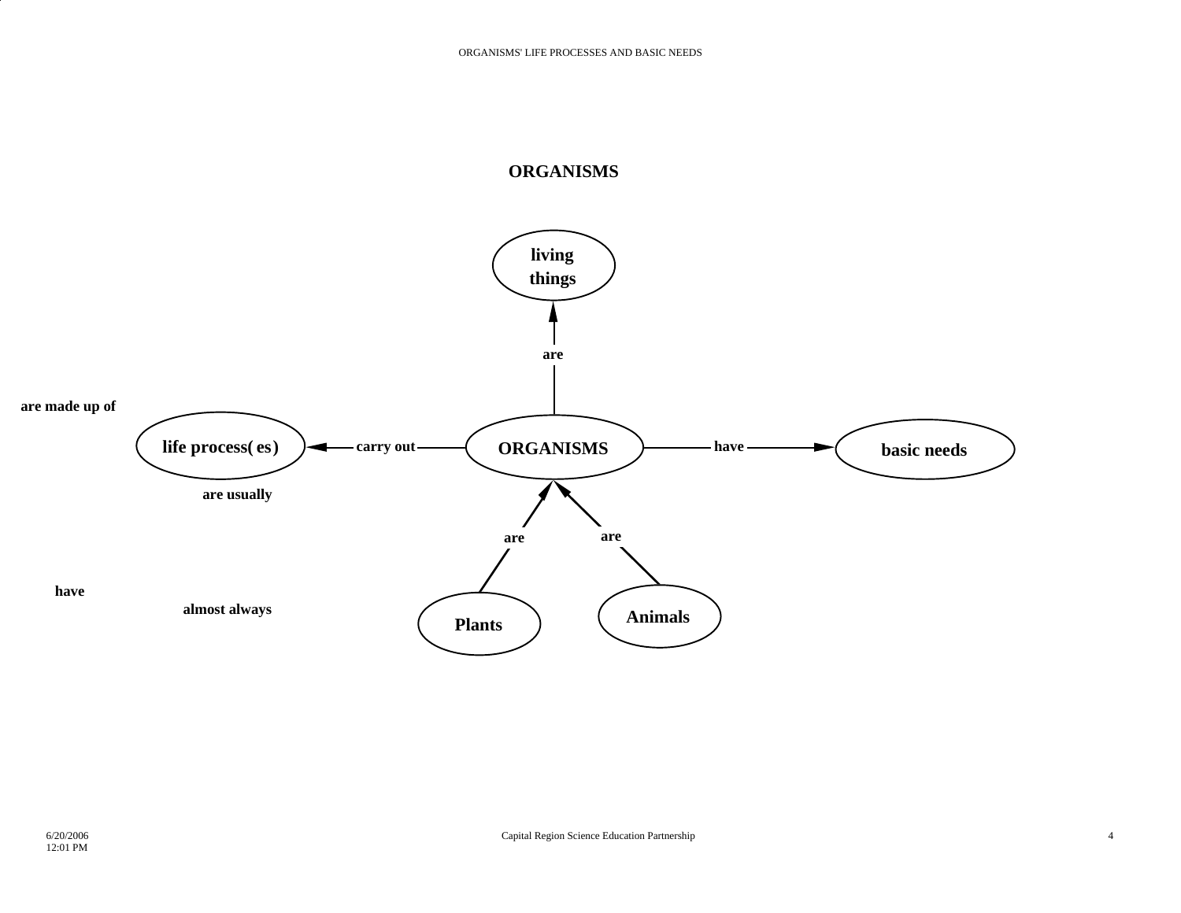## ORGANISMS

- ORGANISMS **are** living things
- ORGANISMS **carry out** life process(es)
- ORGANISMS **have** basic needs
- Plants **are** ORGANISMS
- Animals **are** ORGANISMS

are made up of

are usually

have

almost always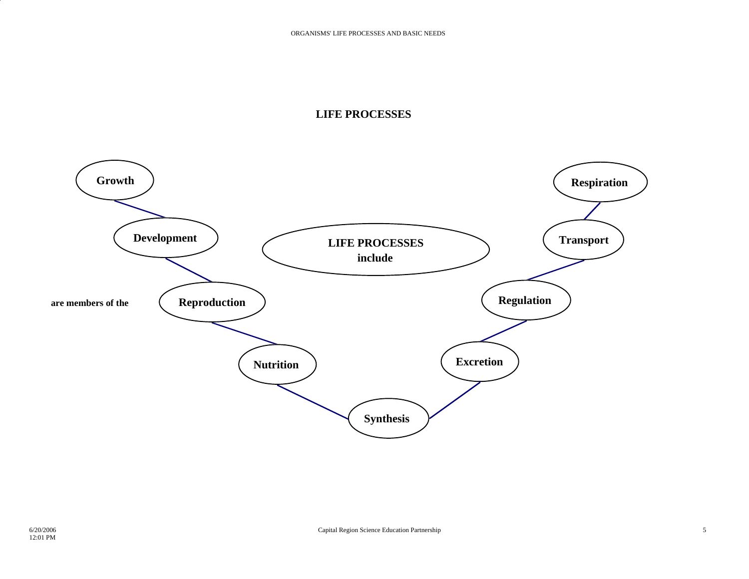## LIFE PROCESSES

**LIFE PROCESSES include**

- **Growth**
- **Development**
- **Reproduction**
- **Nutrition**
- **Synthesis**
- **Excretion**
- **Regulation**
- **Transport**
- **Respiration**

**are members of the**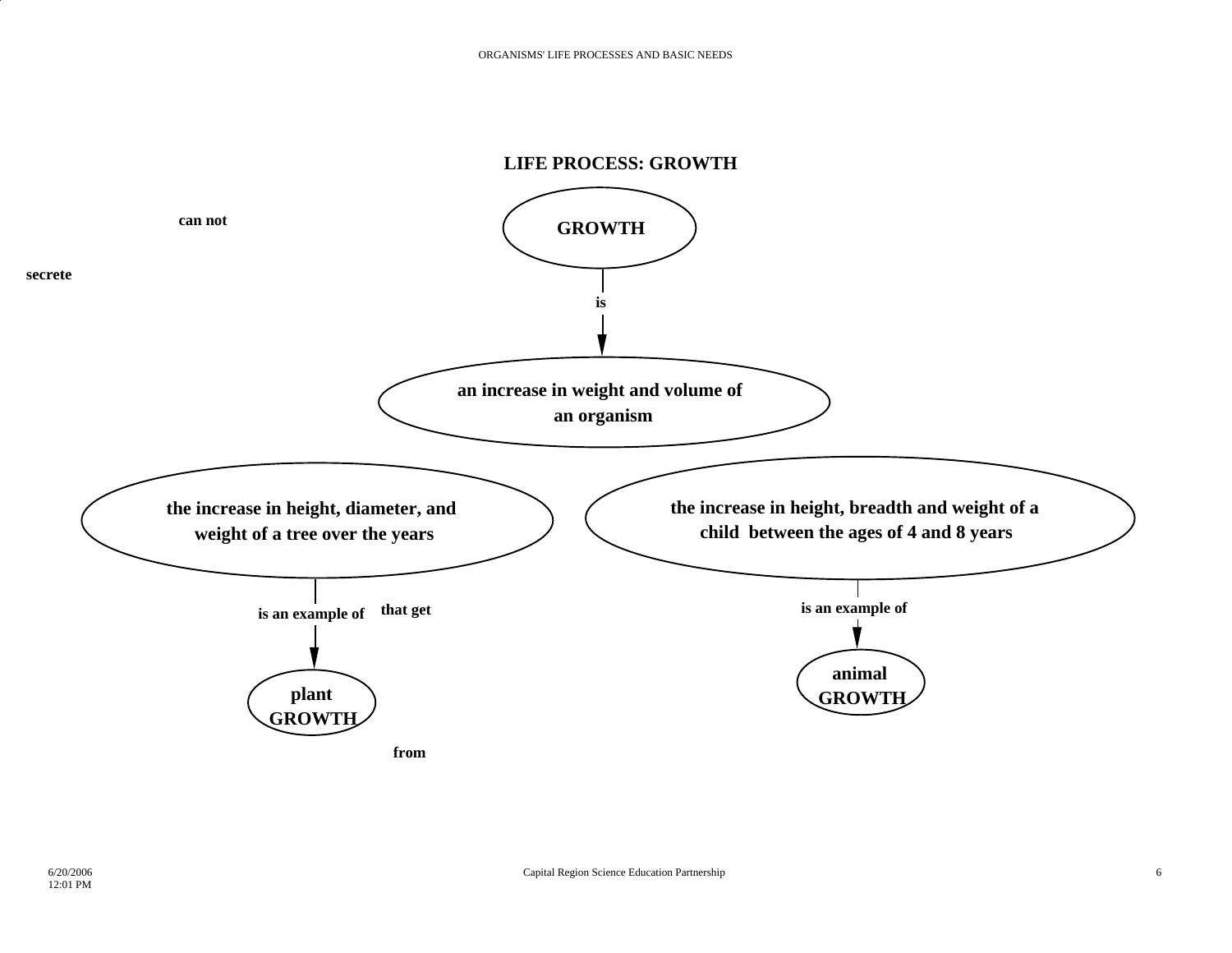## LIFE PROCESS: GROWTH

can not

secrete

**GROWTH**

is

**an increase in weight and volume of an organism**

**the increase in height, diameter, and weight of a tree over the years**

is an example of

that get

**plant GROWTH**

from

**the increase in height, breadth and weight of a child between the ages of 4 and 8 years**

is an example of

**animal GROWTH**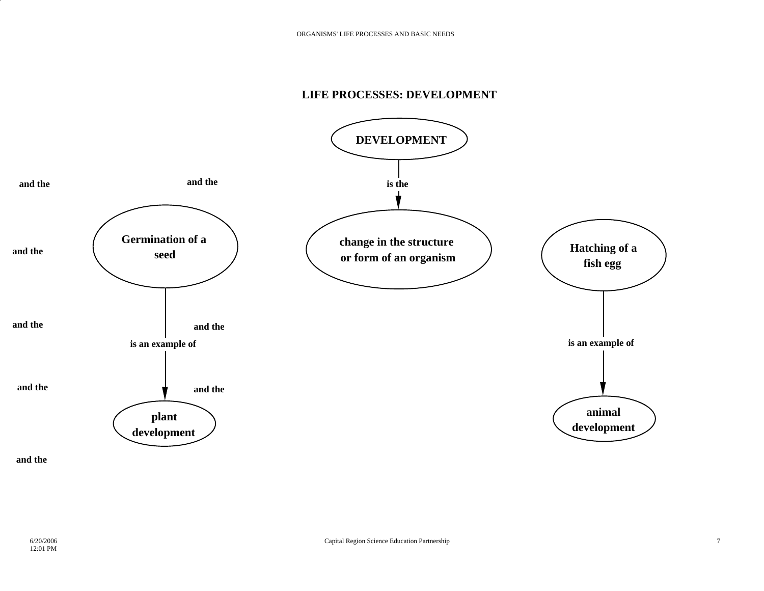# LIFE PROCESSES: DEVELOPMENT

**DEVELOPMENT**

is the

**change in the structure or form of an organism**

and the

and the

**Germination of a seed**

and the

**Hatching of a fish egg**

and the

and the

is an example of

is an example of

and the

and the

**plant development**

**animal development**

and the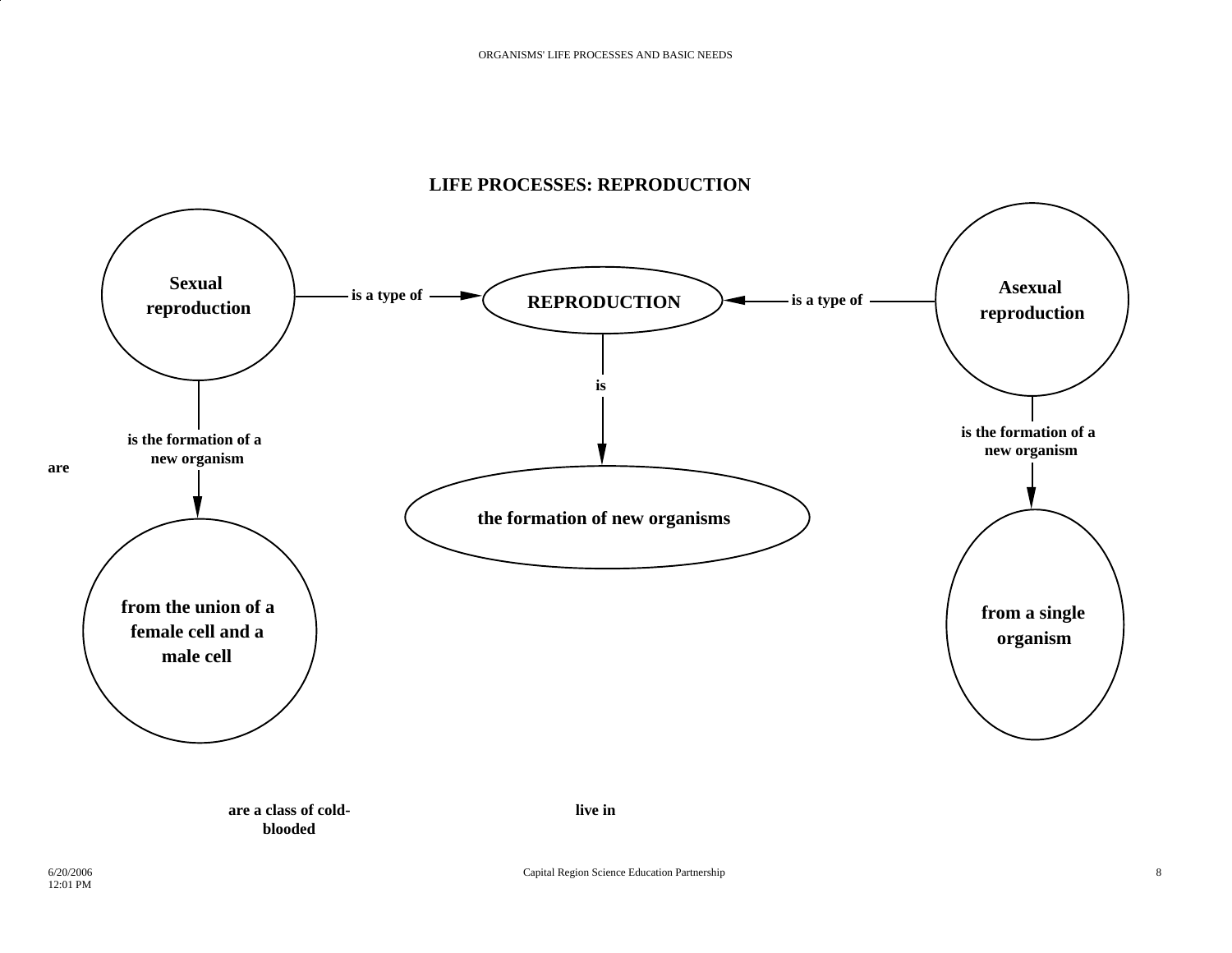## LIFE PROCESSES: REPRODUCTION

**Sexual reproduction** — is a type of → **REPRODUCTION**

**Asexual reproduction** — is a type of → **REPRODUCTION**

**REPRODUCTION** — is → **the formation of new organisms**

**Sexual reproduction** — is the formation of a new organism → **from the union of a female cell and a male cell**

**Asexual reproduction** — is the formation of a new organism → **from a single organism**

are

are a class of cold-blooded

live in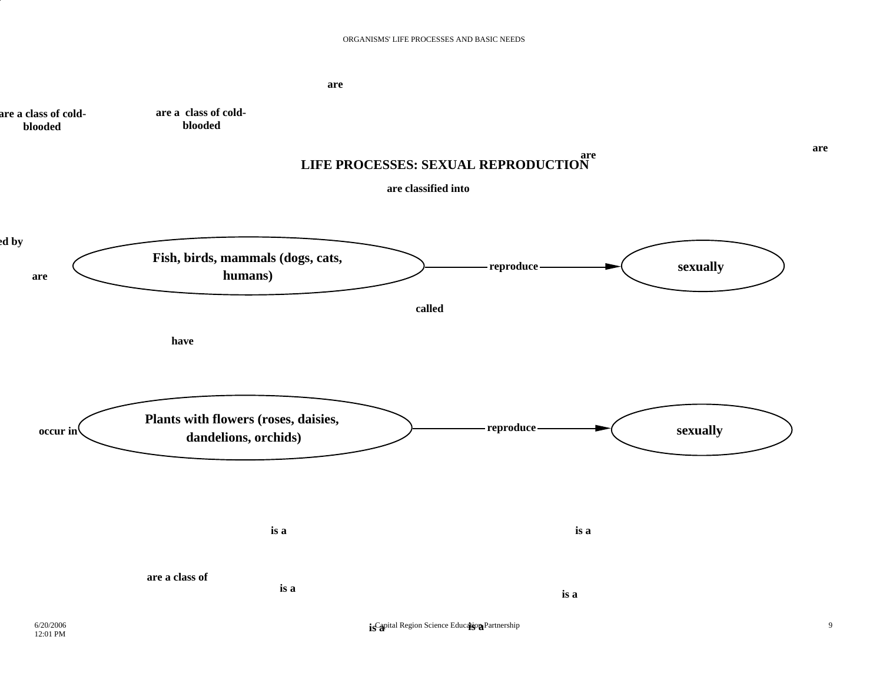are

are a class of cold-blooded

are a class of cold-blooded

are

are

# LIFE PROCESSES: SEXUAL REPRODUCTION

are classified into

ed by

are

Fish, birds, mammals (dogs, cats, humans) — reproduce → sexually

called

have

occur in

Plants with flowers (roses, daisies, dandelions, orchids) — reproduce → sexually

is a

is a

are a class of

is a

is a

is a

is a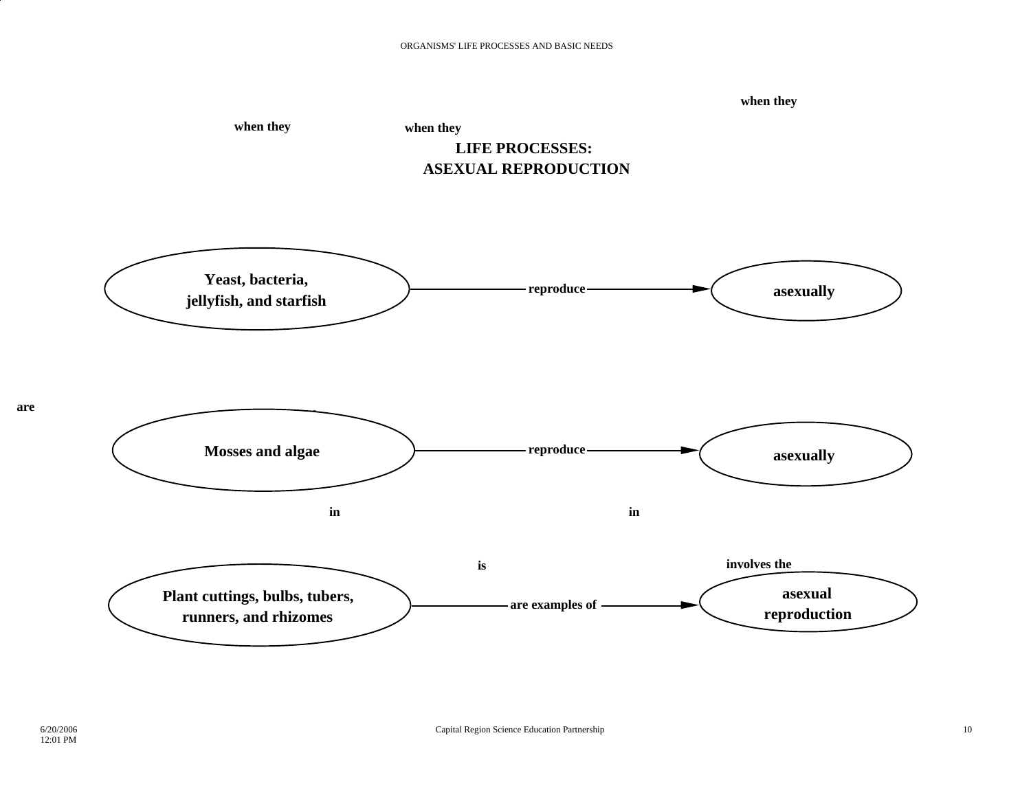when they

when they

when they

## LIFE PROCESSES: ASEXUAL REPRODUCTION

**Yeast, bacteria, jellyfish, and starfish** — reproduce → **asexually**

are

**Mosses and algae** — reproduce → **asexually**

in

in

is

involves the

**Plant cuttings, bulbs, tubers, runners, and rhizomes** — are examples of → **asexual reproduction**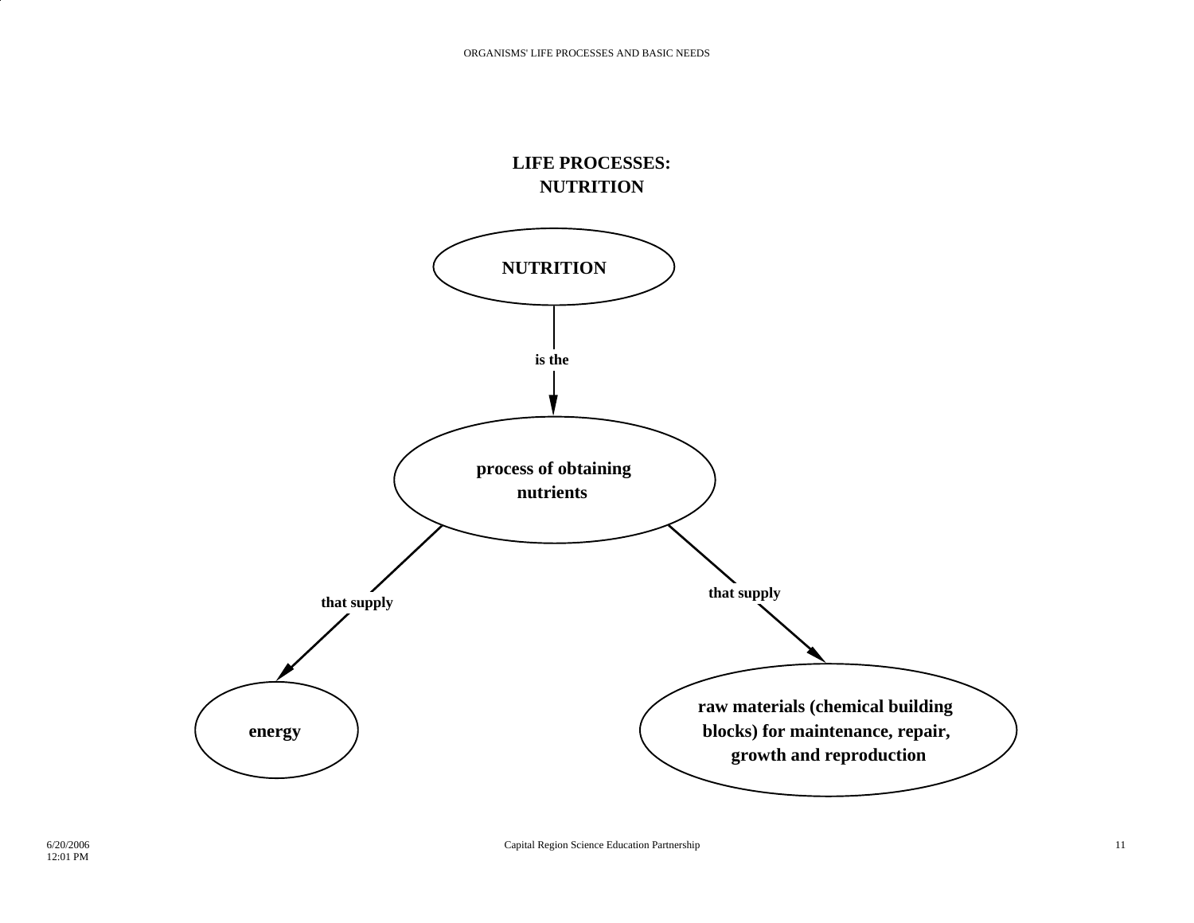## LIFE PROCESSES: NUTRITION

**NUTRITION**

is the

**process of obtaining nutrients**

that supply

**energy**

that supply

**raw materials (chemical building blocks) for maintenance, repair, growth and reproduction**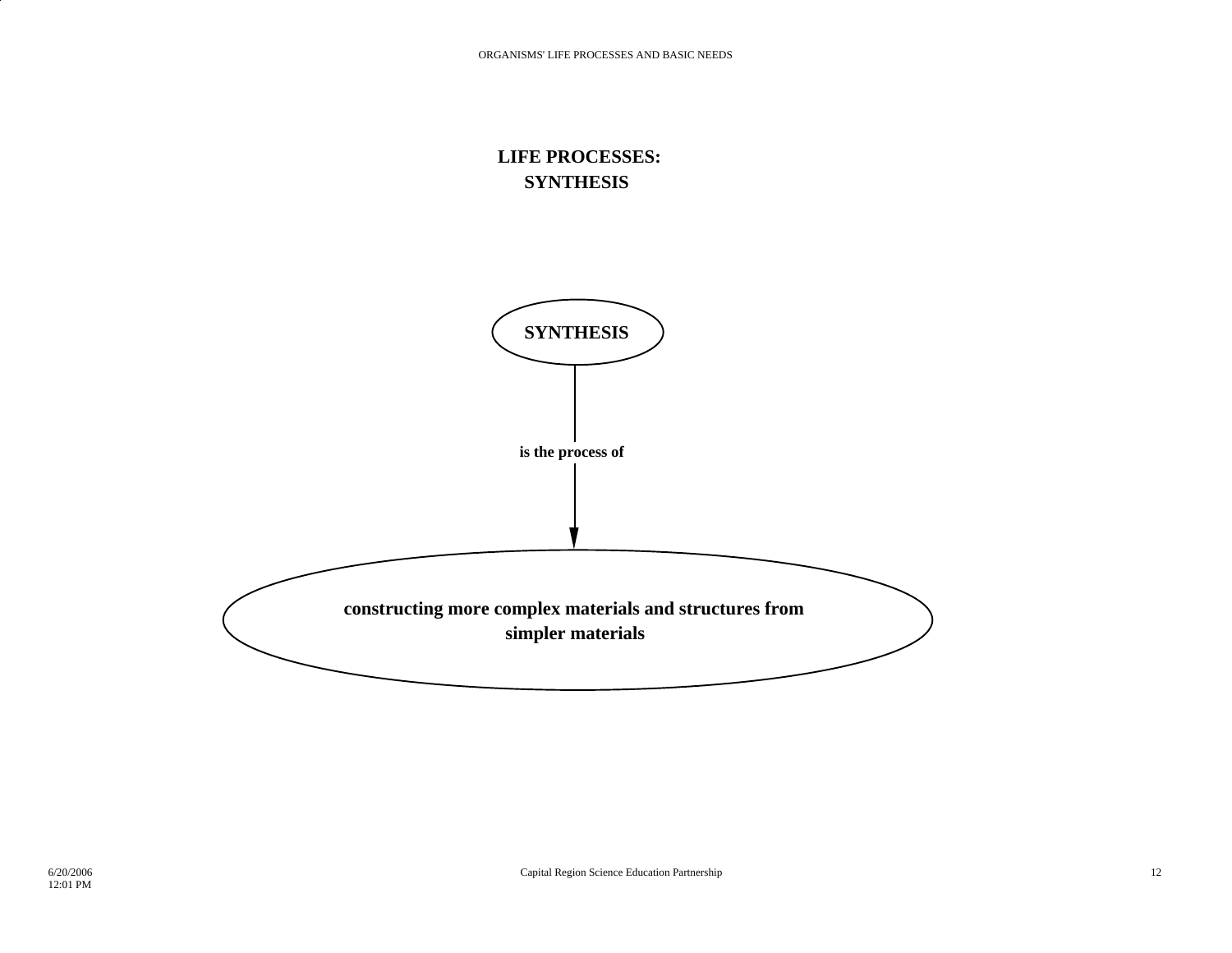# LIFE PROCESSES: SYNTHESIS

**SYNTHESIS**

**is the process of**

**constructing more complex materials and structures from simpler materials**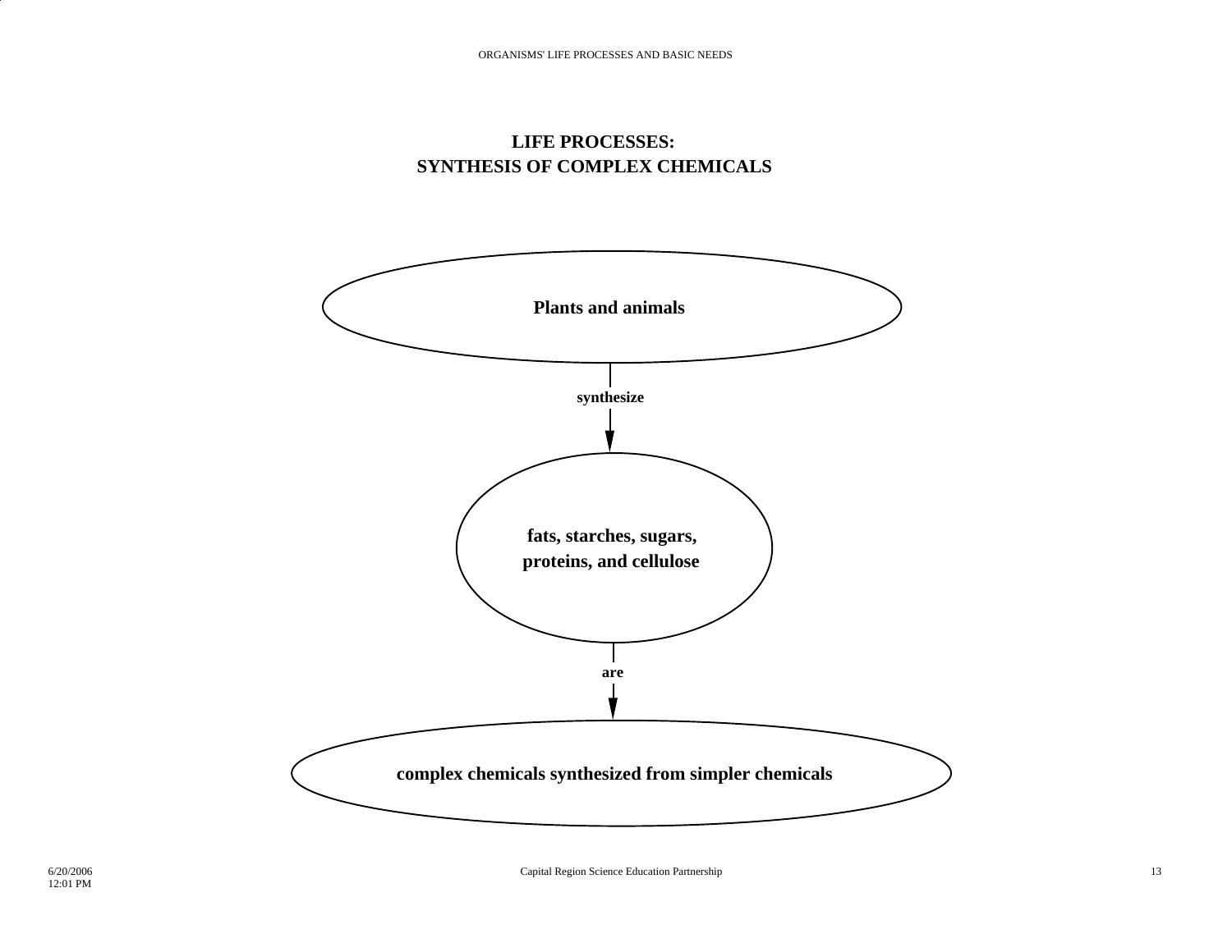# LIFE PROCESSES:
# SYNTHESIS OF COMPLEX CHEMICALS

**Plants and animals**

synthesize

**fats, starches, sugars, proteins, and cellulose**

are

**complex chemicals synthesized from simpler chemicals**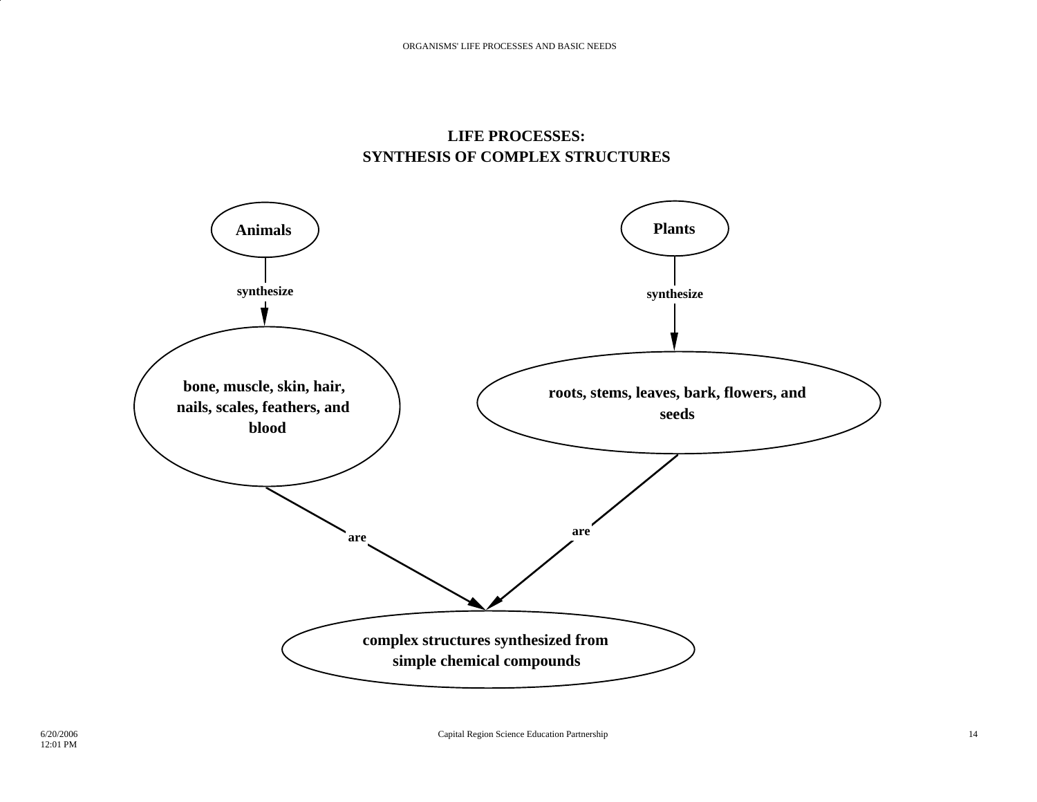# LIFE PROCESSES:
# SYNTHESIS OF COMPLEX STRUCTURES

**Animals**

synthesize

**bone, muscle, skin, hair, nails, scales, feathers, and blood**

are

**Plants**

synthesize

**roots, stems, leaves, bark, flowers, and seeds**

are

**complex structures synthesized from simple chemical compounds**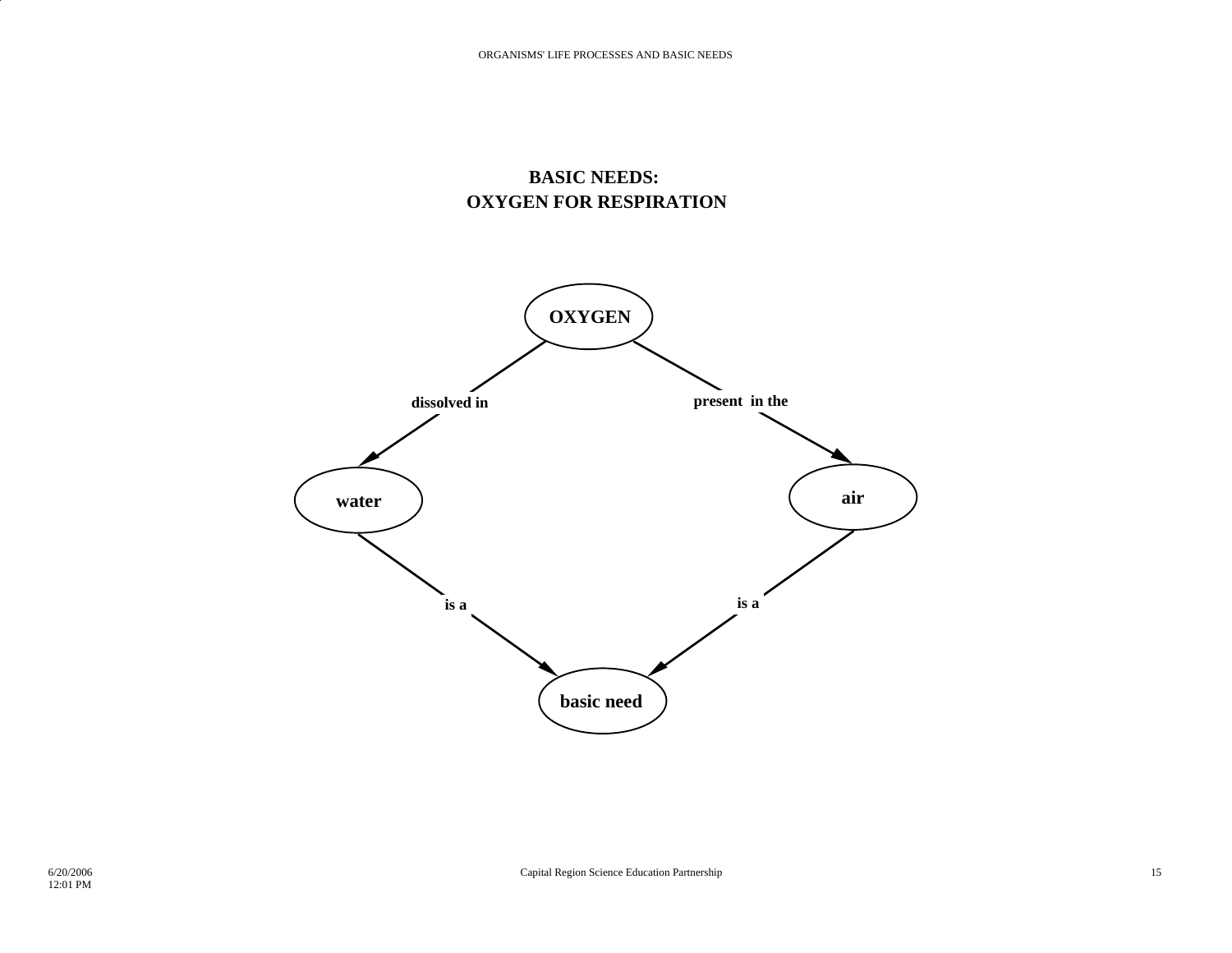# BASIC NEEDS:
# OXYGEN FOR RESPIRATION

**OXYGEN**

**dissolved in**

**present in the**

**water**

**air**

**is a**

**is a**

**basic need**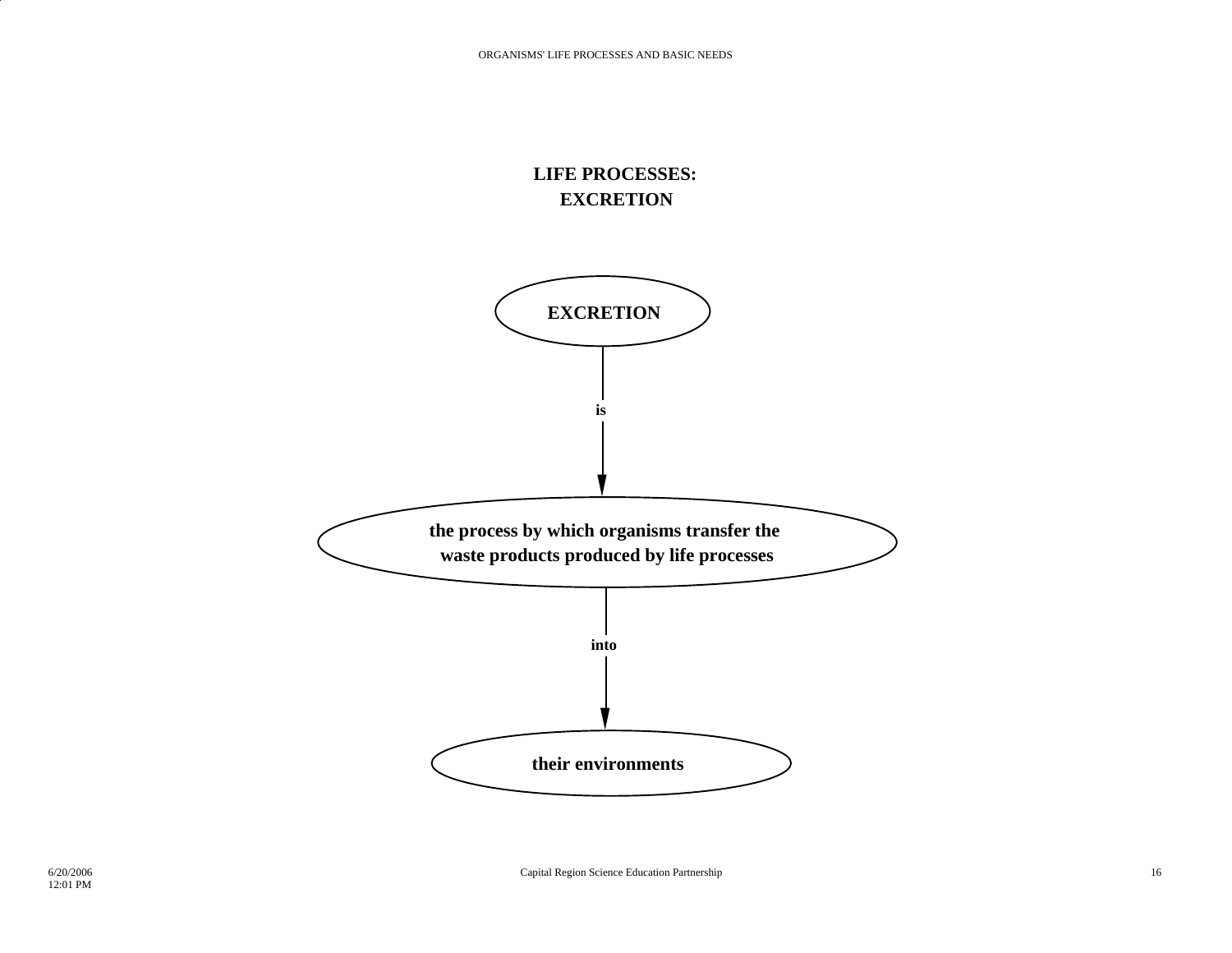# LIFE PROCESSES: EXCRETION

**EXCRETION**

↓ is

**the process by which organisms transfer the waste products produced by life processes**

↓ into

**their environments**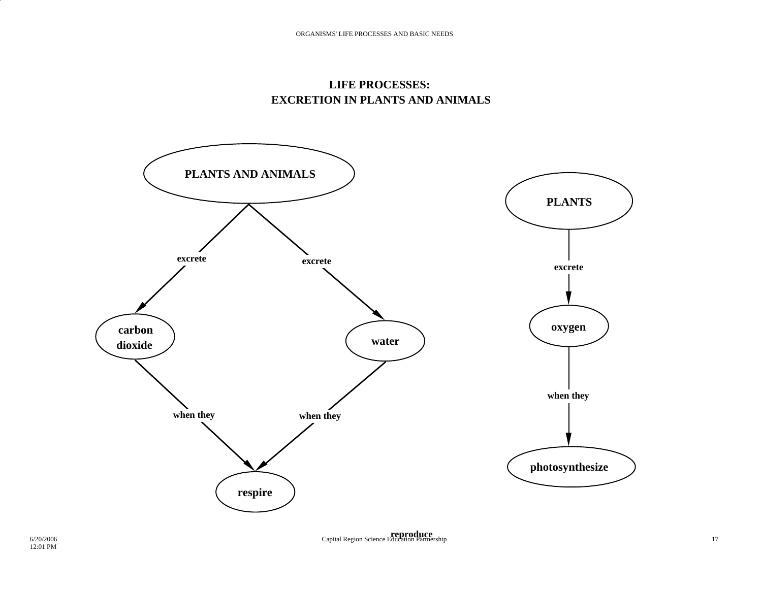# LIFE PROCESSES:
# EXCRETION IN PLANTS AND ANIMALS

**PLANTS AND ANIMALS**

- excrete → **carbon dioxide** → when they → **respire**
- excrete → **water** → when they → **respire**

**PLANTS**

- excrete → **oxygen** → when they → **photosynthesize**

**reproduce**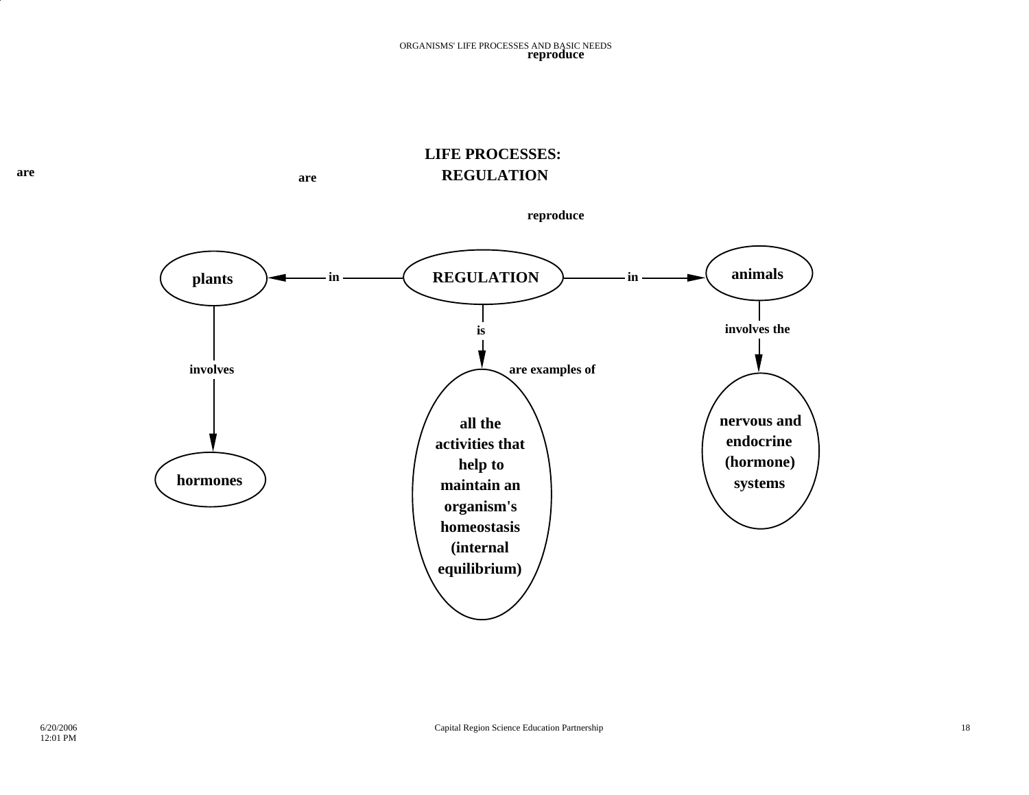reproduce

# LIFE PROCESSES: REGULATION

are

are

reproduce

**plants** ← in — **REGULATION** — in → **animals**

**REGULATION** — is → **all the activities that help to maintain an organism's homeostasis (internal equilibrium)**

are examples of

**plants** — involves → **hormones**

**animals** — involves the → **nervous and endocrine (hormone) systems**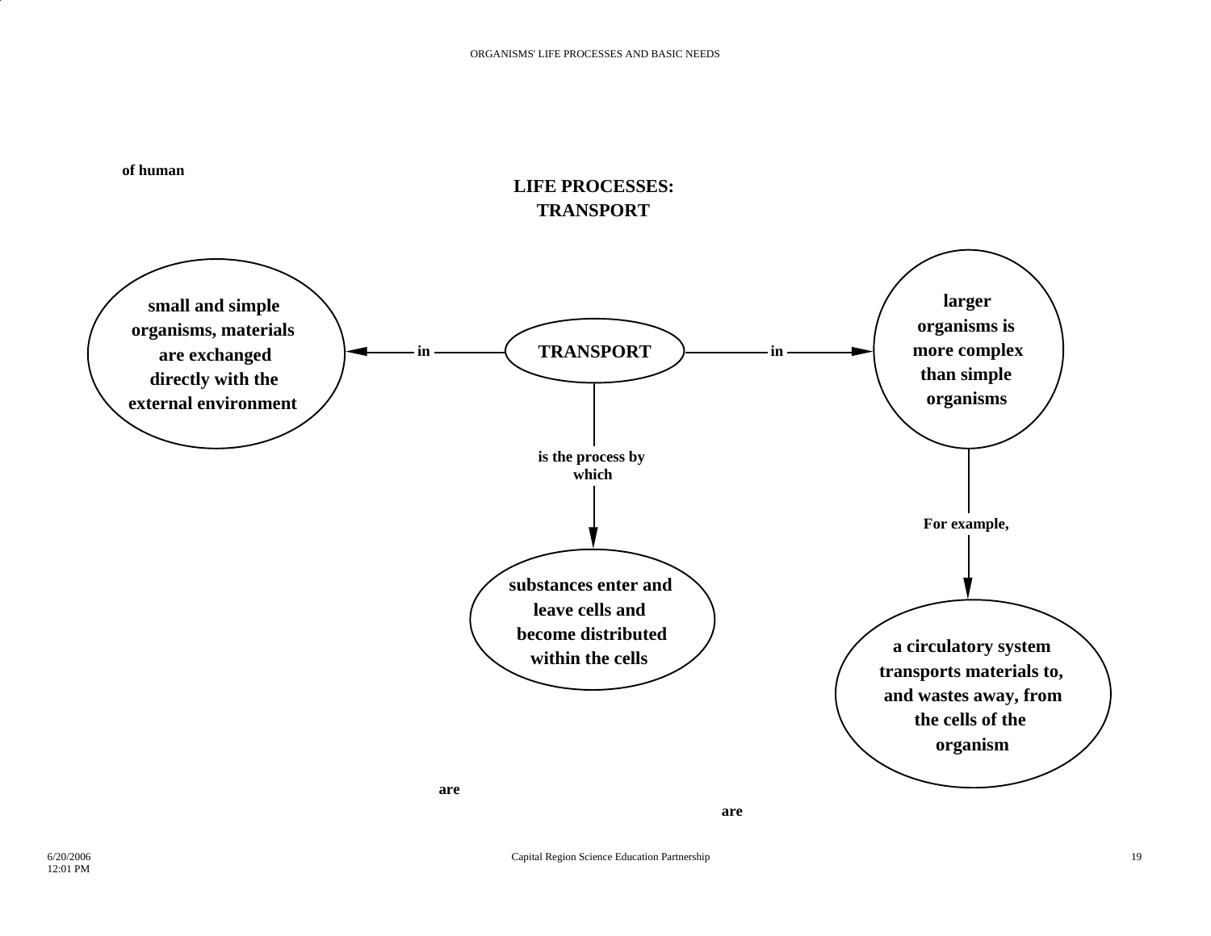of human

## LIFE PROCESSES: TRANSPORT

**TRANSPORT**

- **in** → **small and simple organisms, materials are exchanged directly with the external environment**
- **in** → **larger organisms is more complex than simple organisms**
  - **For example,** → **a circulatory system transports materials to, and wastes away, from the cells of the organism**
- **is the process by which** → **substances enter and leave cells and become distributed within the cells**

are

are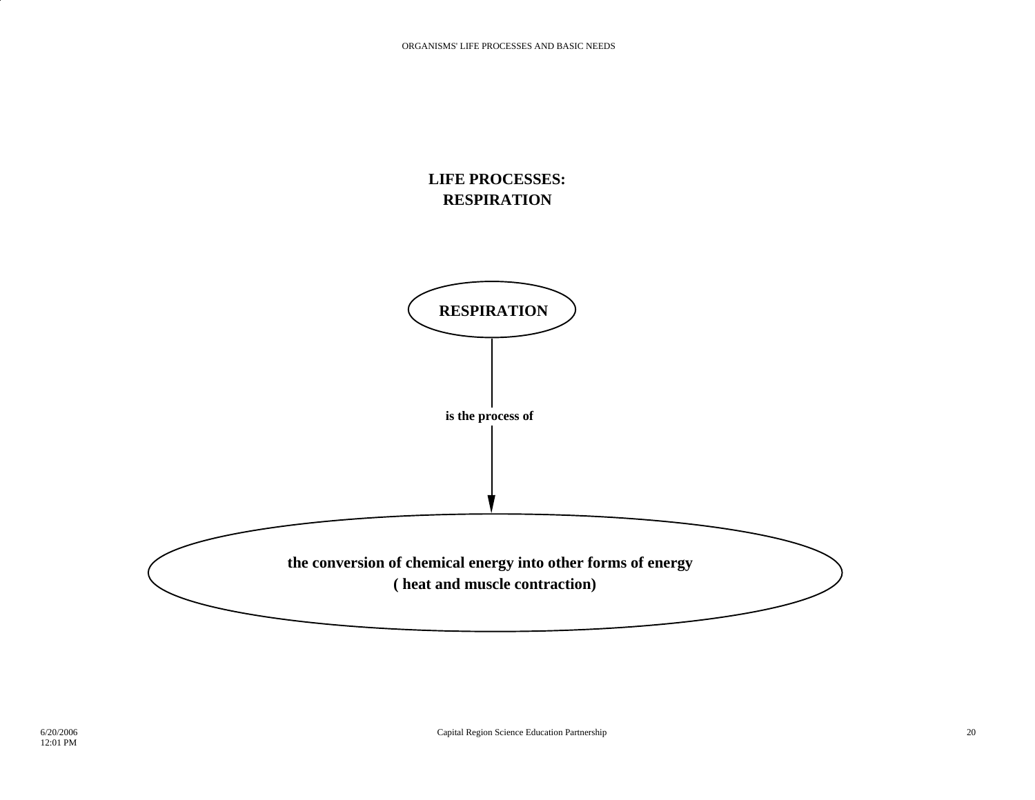# LIFE PROCESSES: RESPIRATION

**RESPIRATION**

*is the process of*

**the conversion of chemical energy into other forms of energy ( heat and muscle contraction)**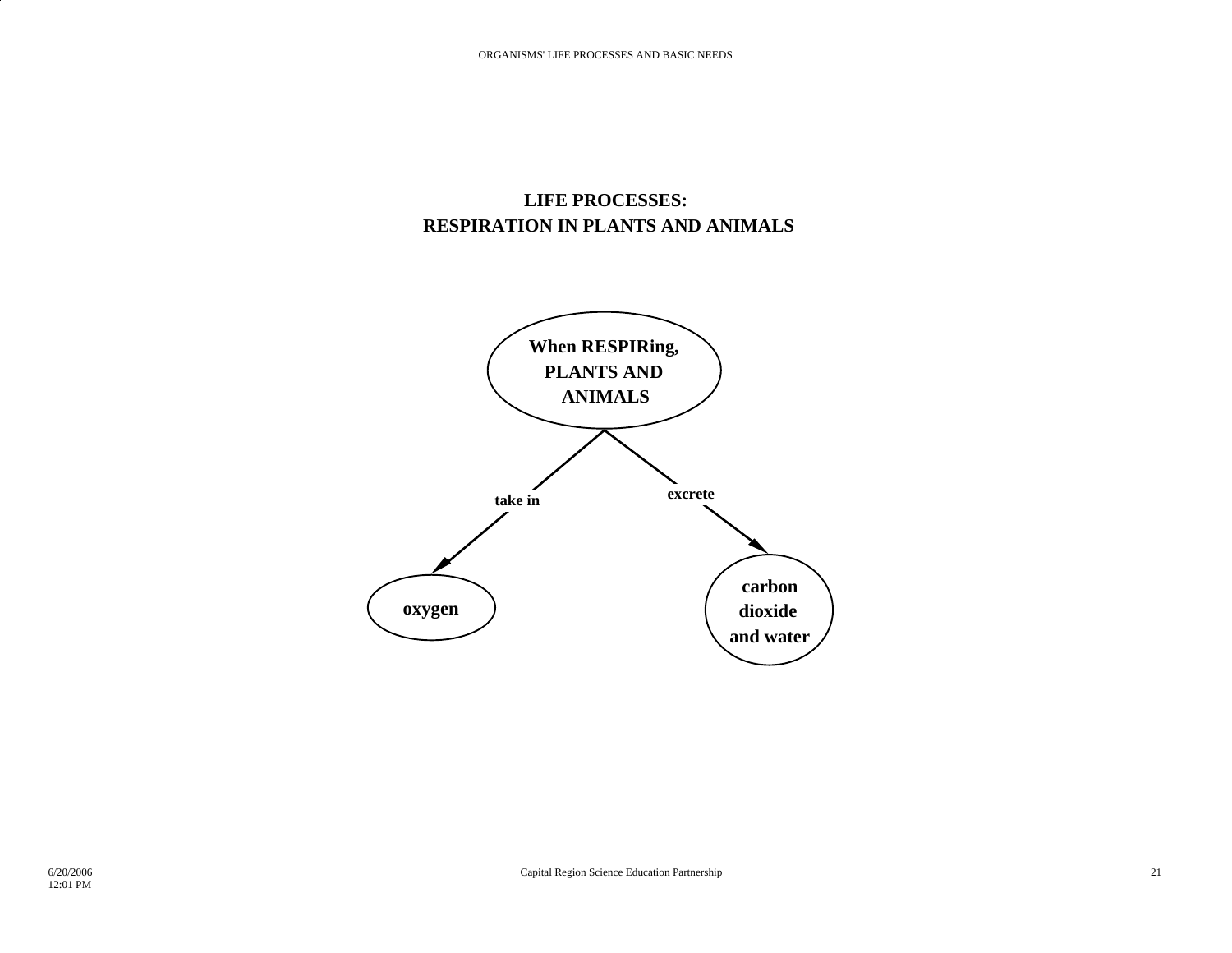# LIFE PROCESSES:
# RESPIRATION IN PLANTS AND ANIMALS

**When RESPIRing, PLANTS AND ANIMALS**

- **take in** → **oxygen**
- **excrete** → **carbon dioxide and water**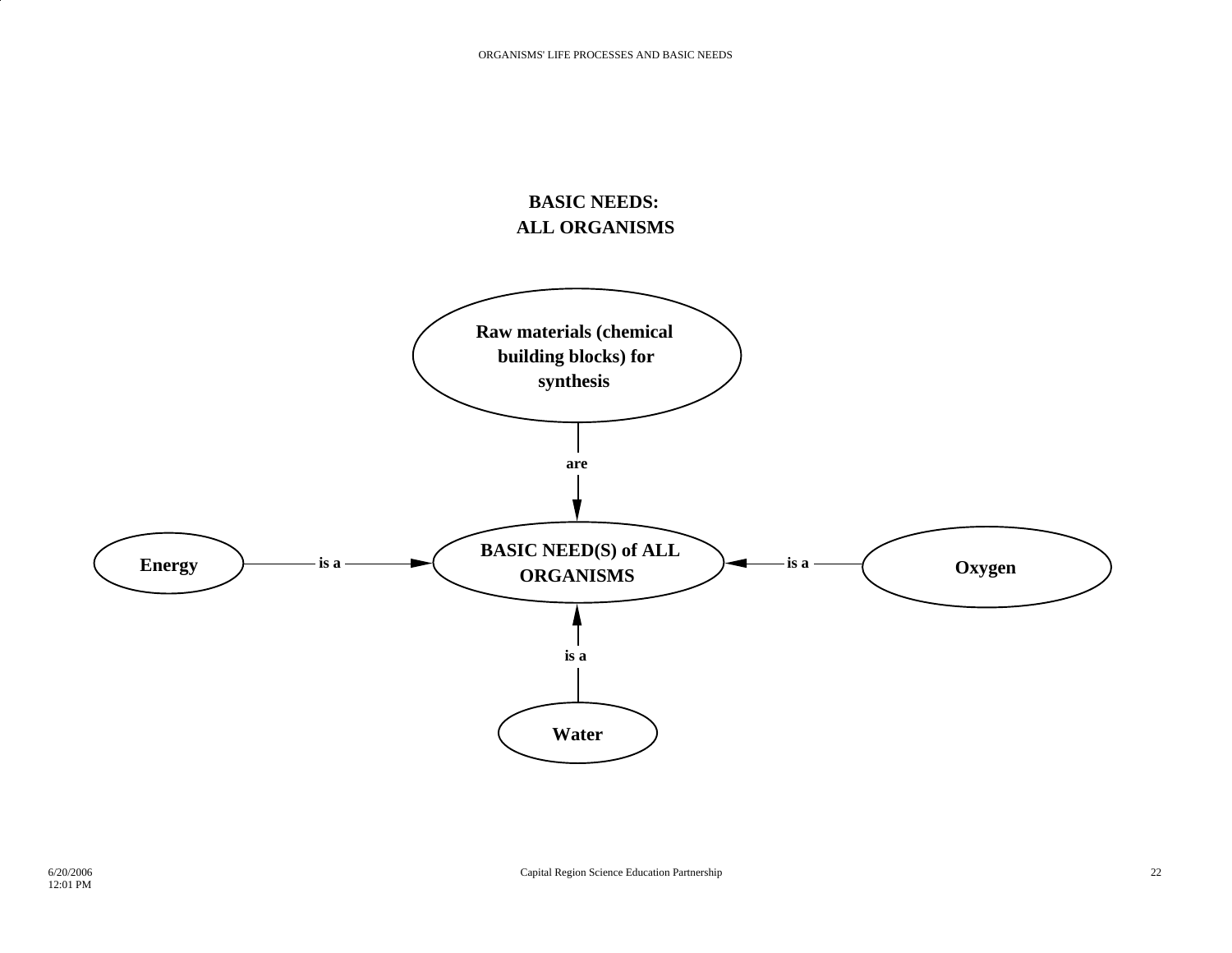## BASIC NEEDS:
## ALL ORGANISMS

**Raw materials (chemical building blocks) for synthesis**

are

**BASIC NEED(S) of ALL ORGANISMS**

**Energy** is a

**Oxygen** is a

**Water** is a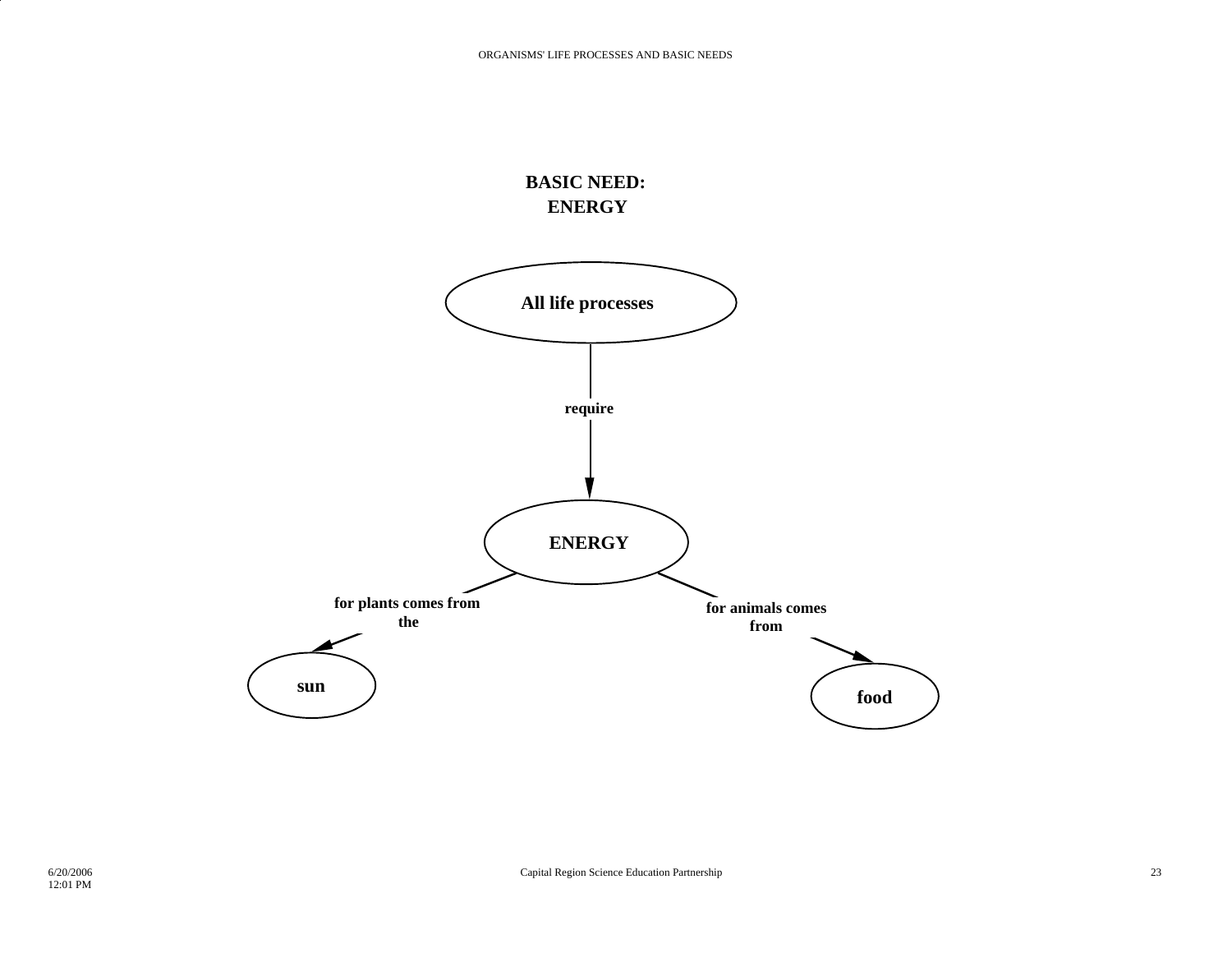## BASIC NEED: ENERGY

All life processes

require

ENERGY

for plants comes from the

sun

for animals comes from

food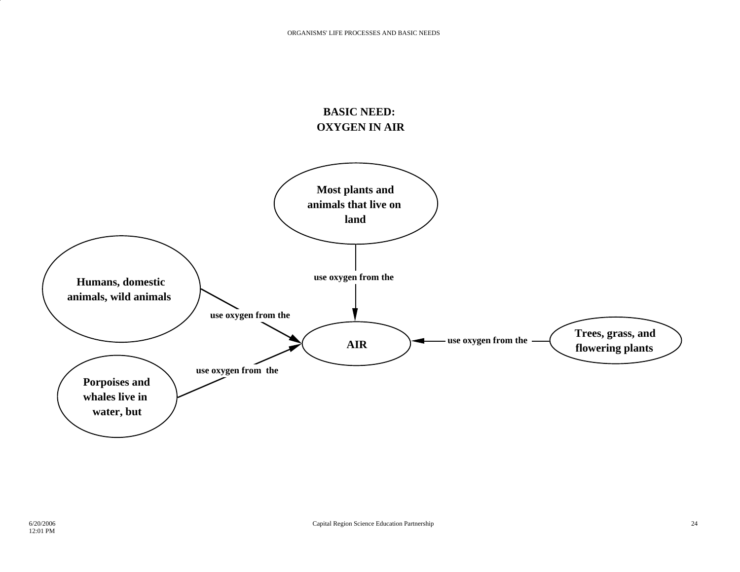# BASIC NEED:
# OXYGEN IN AIR

**Most plants and animals that live on land** → use oxygen from the → **AIR**

**Humans, domestic animals, wild animals** → use oxygen from the → **AIR**

**Porpoises and whales live in water, but** → use oxygen from the → **AIR**

**Trees, grass, and flowering plants** → use oxygen from the → **AIR**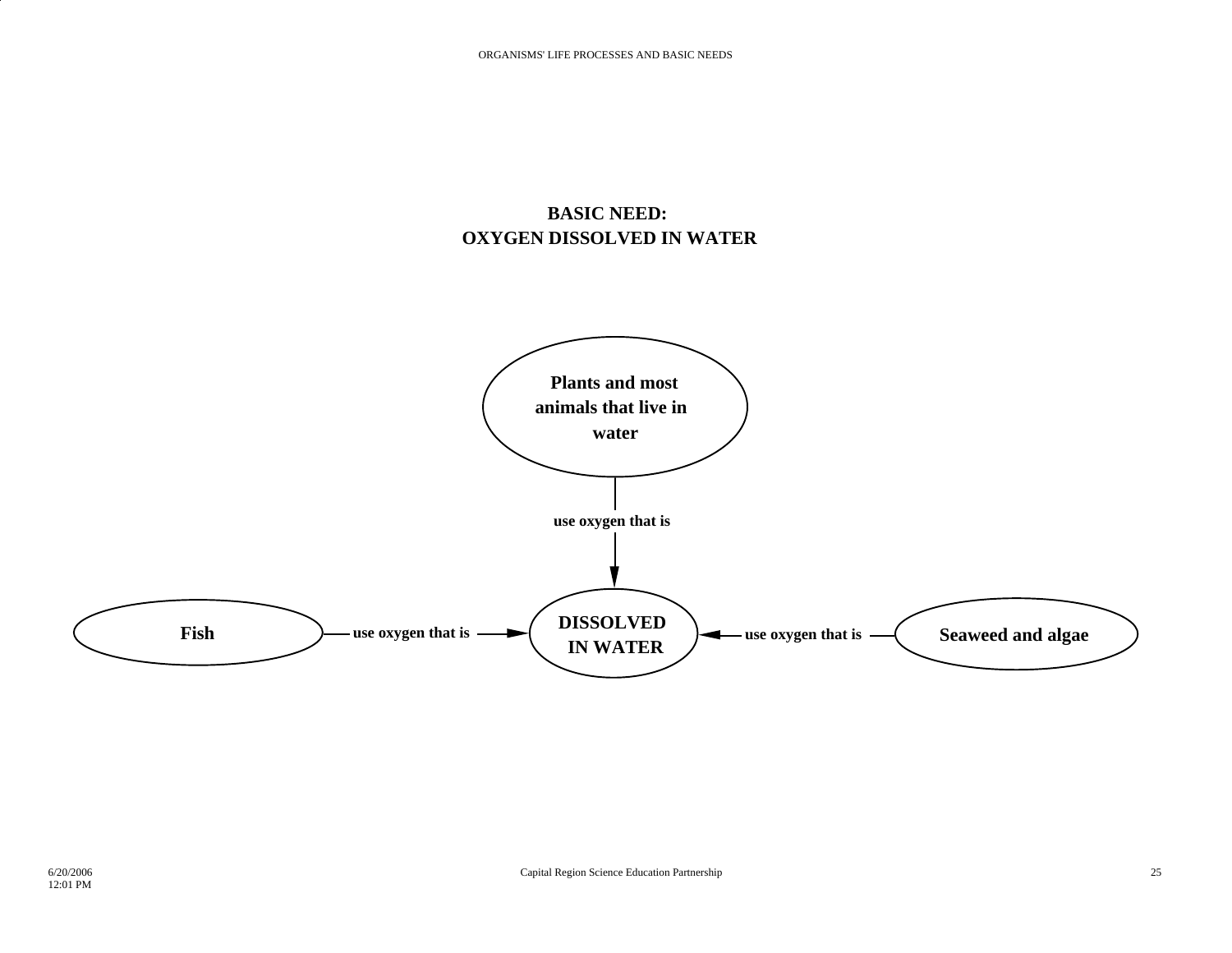## BASIC NEED:
## OXYGEN DISSOLVED IN WATER

**Plants and most animals that live in water**

use oxygen that is

**DISSOLVED IN WATER**

**Fish** — use oxygen that is → **DISSOLVED IN WATER**

**Seaweed and algae** — use oxygen that is → **DISSOLVED IN WATER**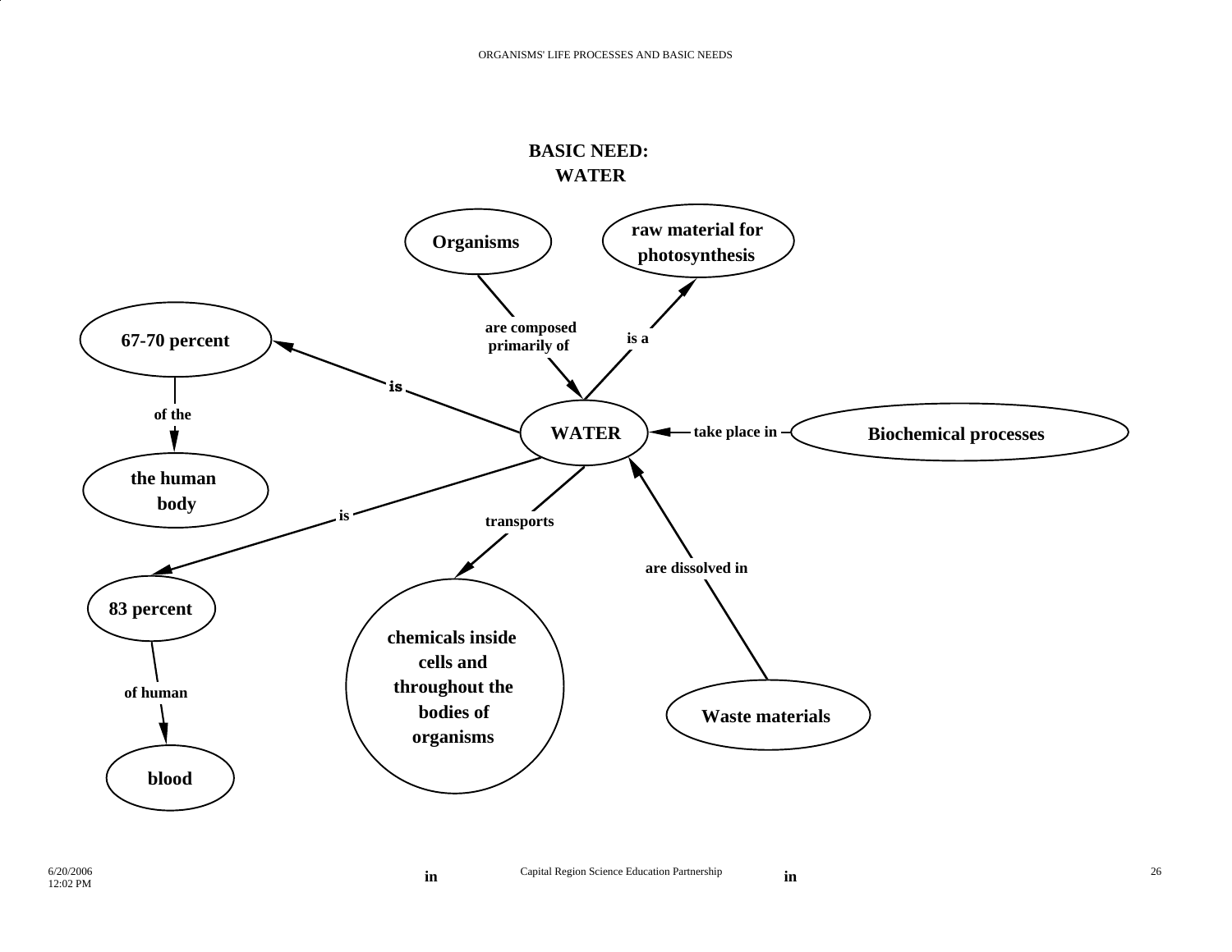# BASIC NEED: WATER

- Organisms — are composed primarily of → WATER
- WATER — is a → raw material for photosynthesis
- WATER — is → 67-70 percent — of the → the human body
- WATER — is → 83 percent — of human → blood
- WATER — transports → chemicals inside cells and throughout the bodies of organisms
- Biochemical processes — take place in → WATER
- Waste materials — are dissolved in → WATER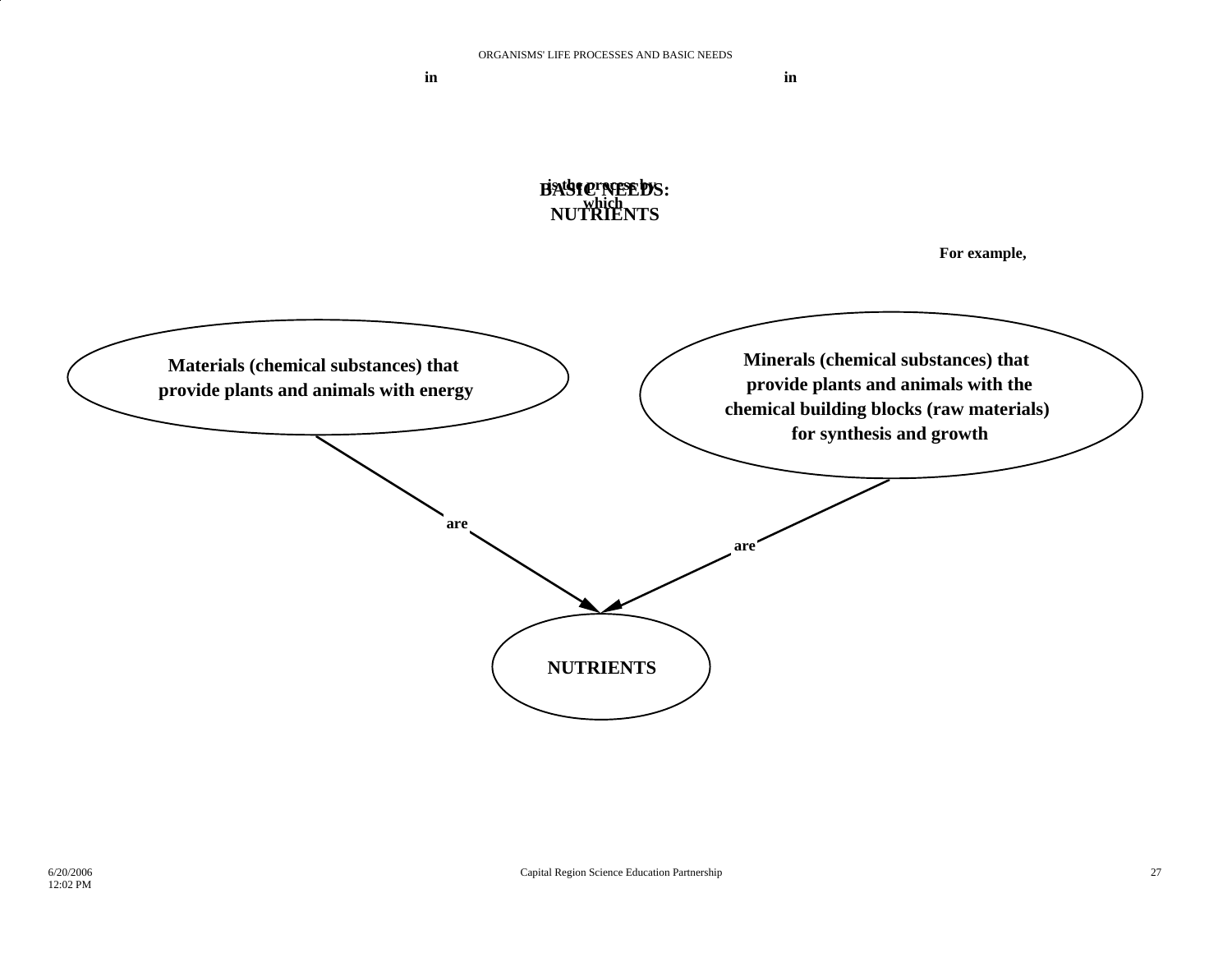in

in

is the process by which

**BASIC NEEDS: NUTRIENTS**

For example,

**Materials (chemical substances) that provide plants and animals with energy**

**Minerals (chemical substances) that provide plants and animals with the chemical building blocks (raw materials) for synthesis and growth**

are

are

**NUTRIENTS**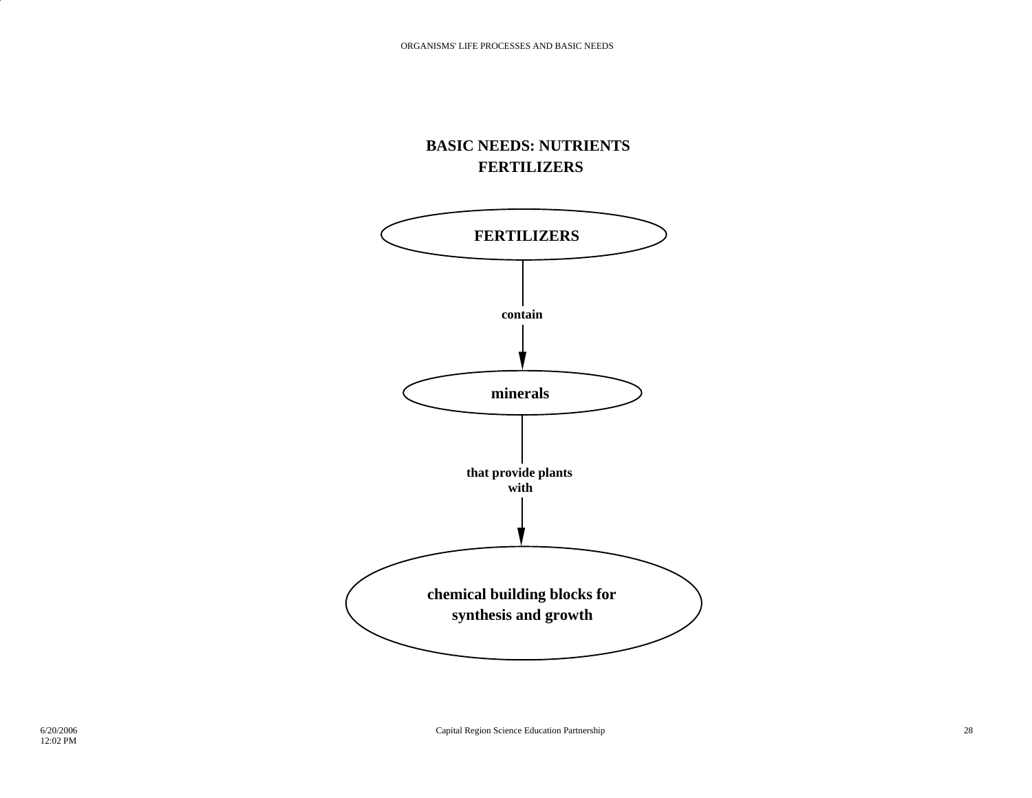# BASIC NEEDS: NUTRIENTS
## FERTILIZERS

**FERTILIZERS**

**contain**

**minerals**

**that provide plants with**

**chemical building blocks for synthesis and growth**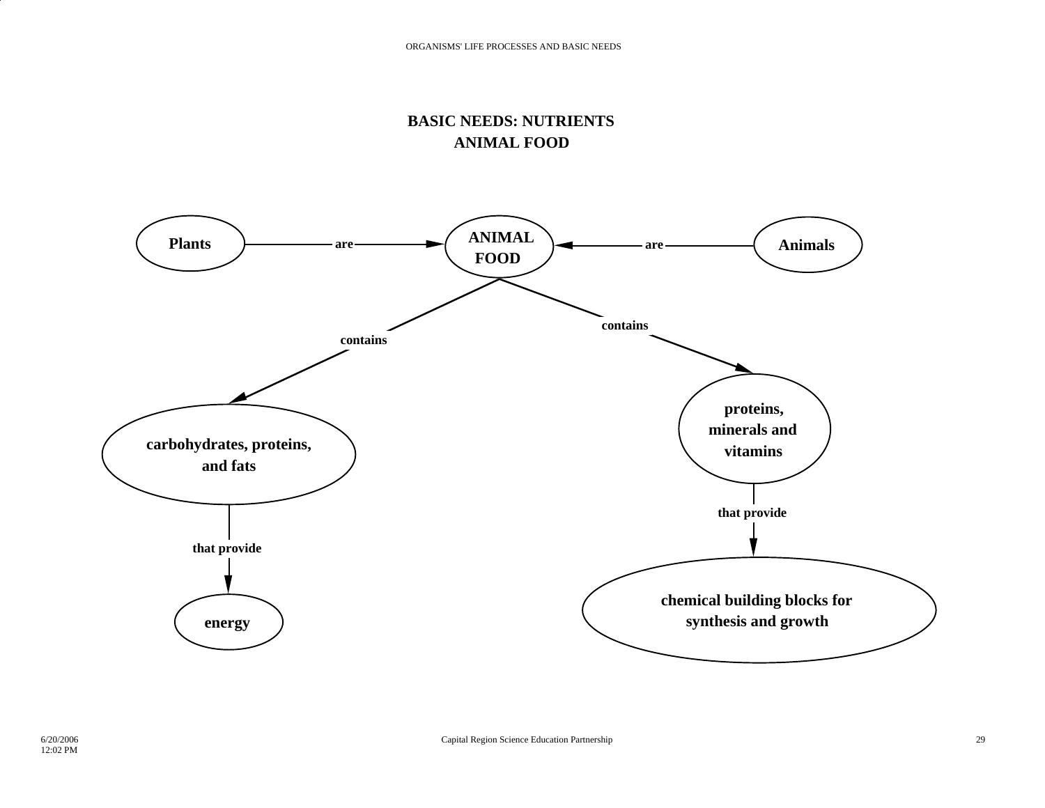# BASIC NEEDS: NUTRIENTS
## ANIMAL FOOD

Plants — are → ANIMAL FOOD

Animals — are → ANIMAL FOOD

ANIMAL FOOD — contains → carbohydrates, proteins, and fats

carbohydrates, proteins, and fats — that provide → energy

ANIMAL FOOD — contains → proteins, minerals and vitamins

proteins, minerals and vitamins — that provide → chemical building blocks for synthesis and growth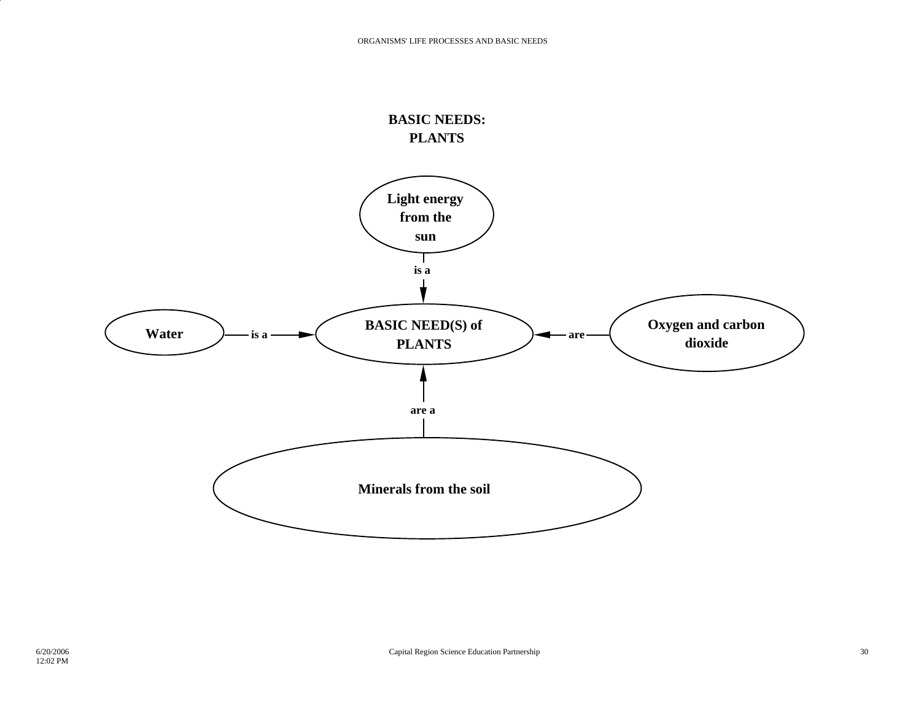## BASIC NEEDS: PLANTS

- Light energy from the sun — is a → BASIC NEED(S) of PLANTS
- Water — is a → BASIC NEED(S) of PLANTS
- Oxygen and carbon dioxide — are → BASIC NEED(S) of PLANTS
- Minerals from the soil — are a → BASIC NEED(S) of PLANTS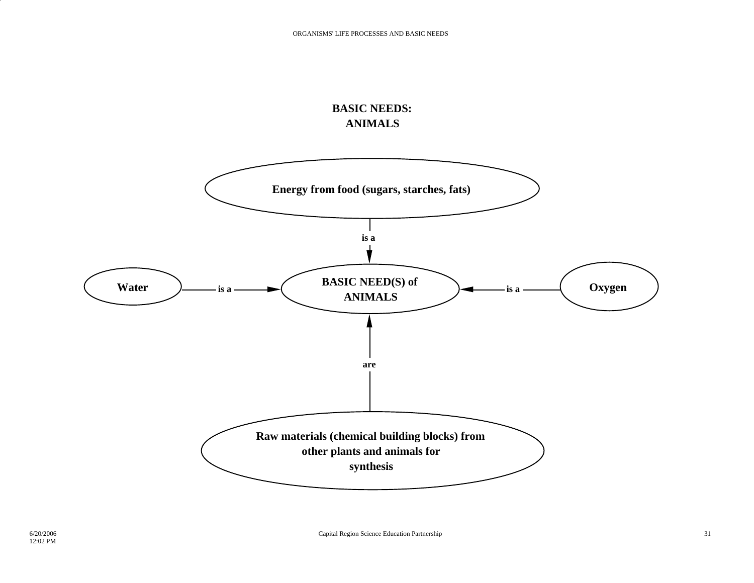# BASIC NEEDS: ANIMALS

Energy from food (sugars, starches, fats)

is a

BASIC NEED(S) of ANIMALS

Water — is a → BASIC NEED(S) of ANIMALS

Oxygen — is a → BASIC NEED(S) of ANIMALS

are

Raw materials (chemical building blocks) from other plants and animals for synthesis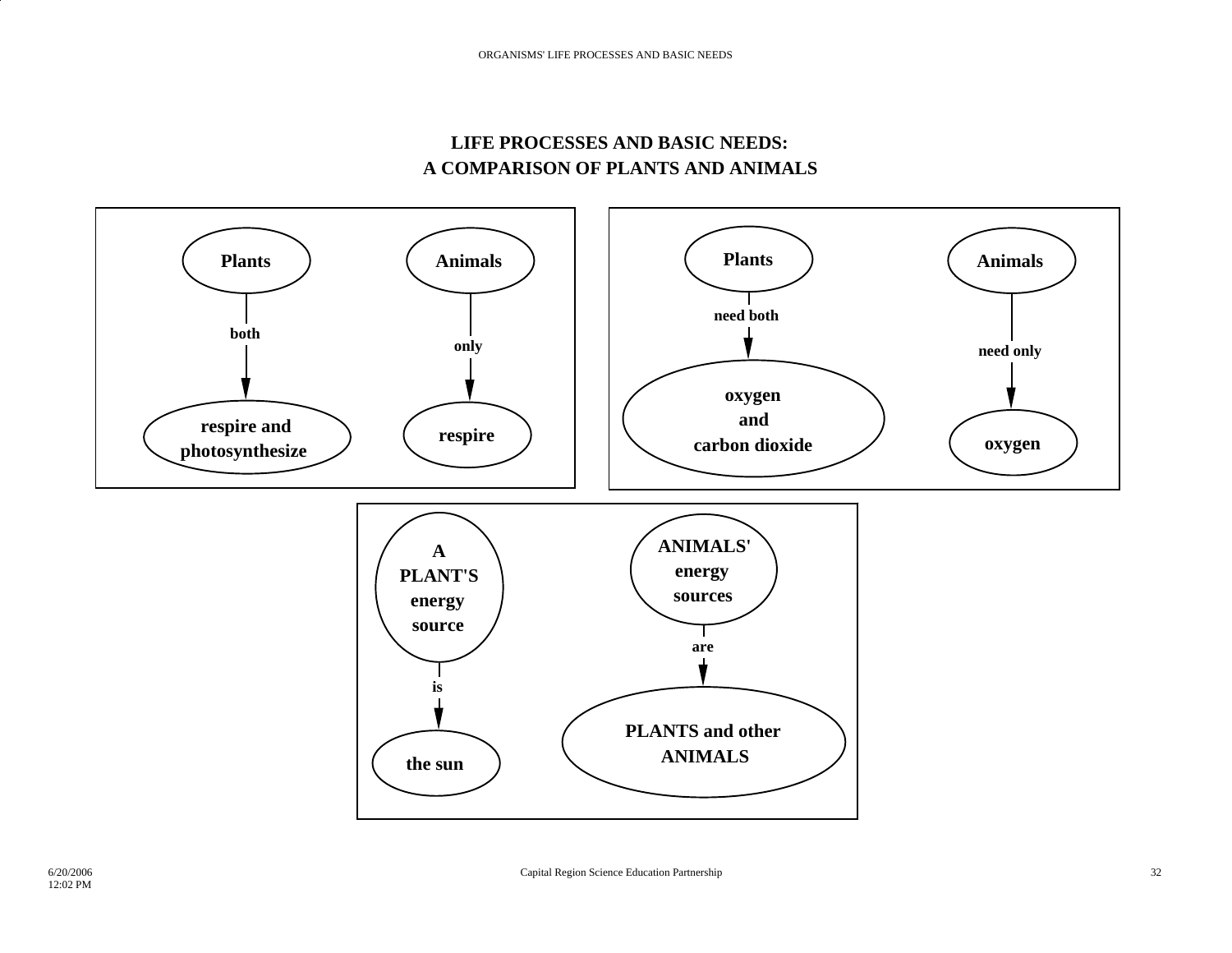# LIFE PROCESSES AND BASIC NEEDS:
# A COMPARISON OF PLANTS AND ANIMALS

**Plants** → both → **respire and photosynthesize**

**Animals** → only → **respire**

**Plants** → need both → **oxygen and carbon dioxide**

**Animals** → need only → **oxygen**

**A PLANT'S energy source** → is → **the sun**

**ANIMALS' energy sources** → are → **PLANTS and other ANIMALS**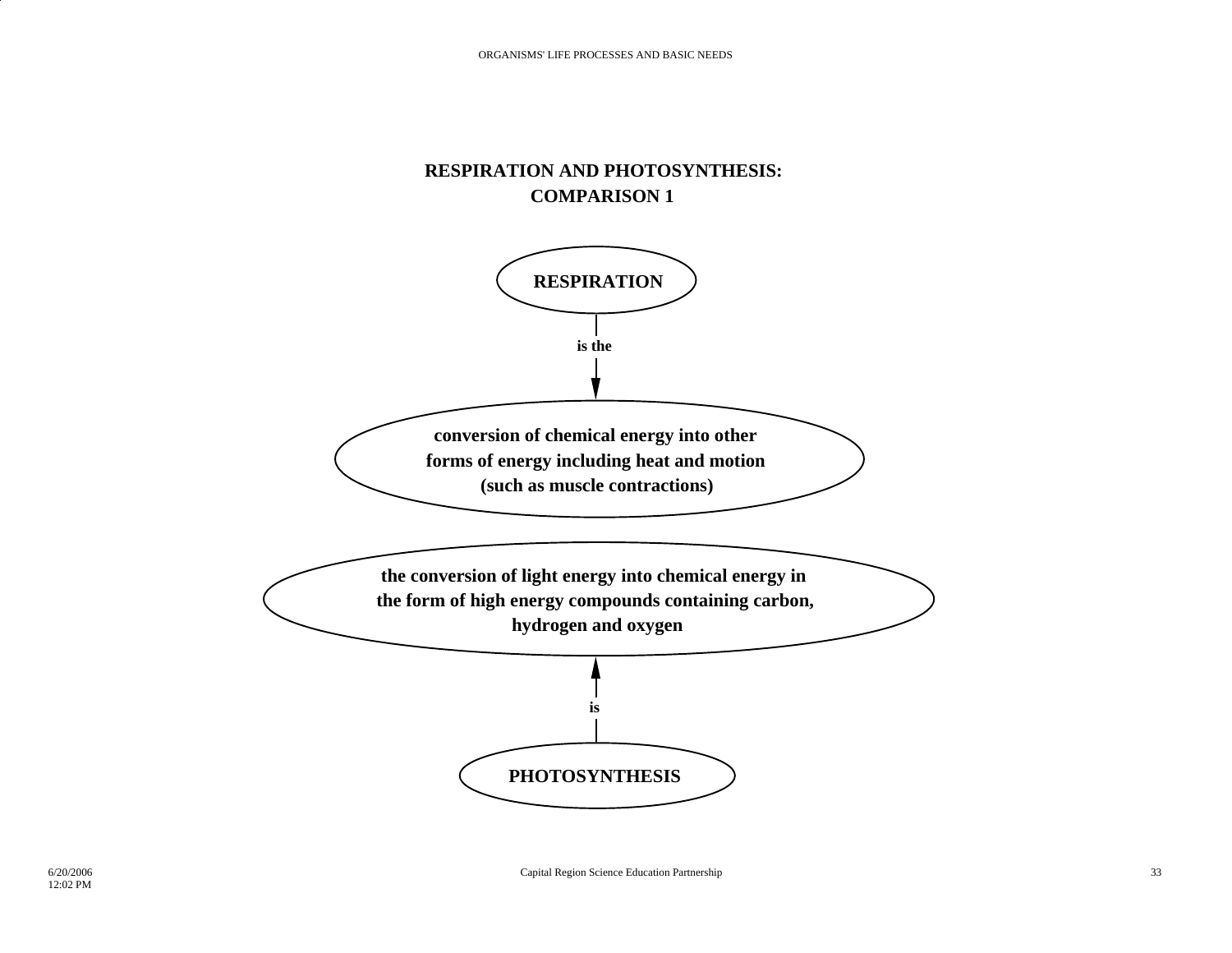# RESPIRATION AND PHOTOSYNTHESIS: COMPARISON 1

**RESPIRATION**

is the

**conversion of chemical energy into other forms of energy including heat and motion (such as muscle contractions)**

**the conversion of light energy into chemical energy in the form of high energy compounds containing carbon, hydrogen and oxygen**

is

**PHOTOSYNTHESIS**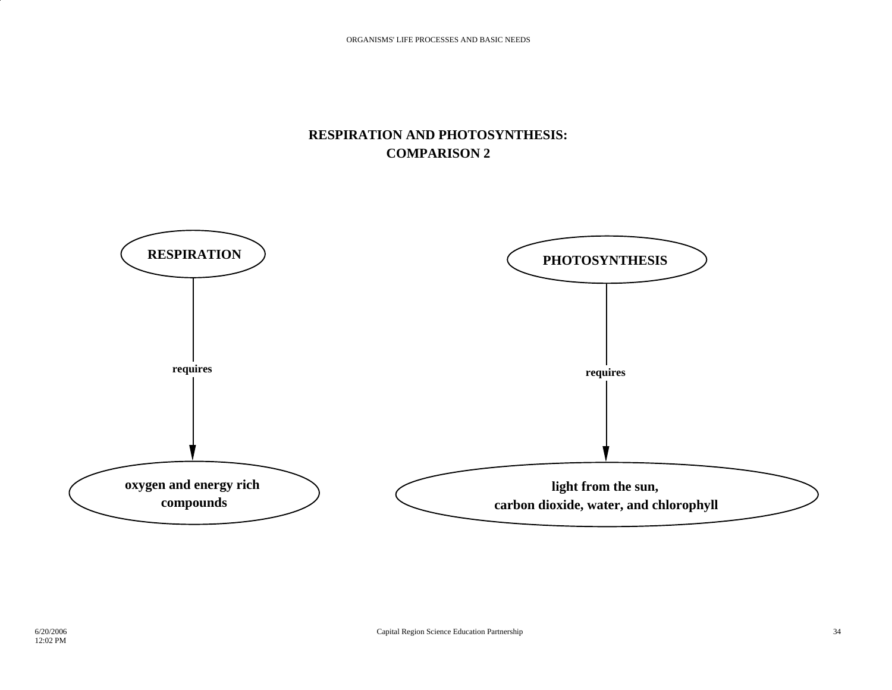# RESPIRATION AND PHOTOSYNTHESIS: COMPARISON 2

**RESPIRATION**

requires

**oxygen and energy rich compounds**

**PHOTOSYNTHESIS**

requires

**light from the sun, carbon dioxide, water, and chlorophyll**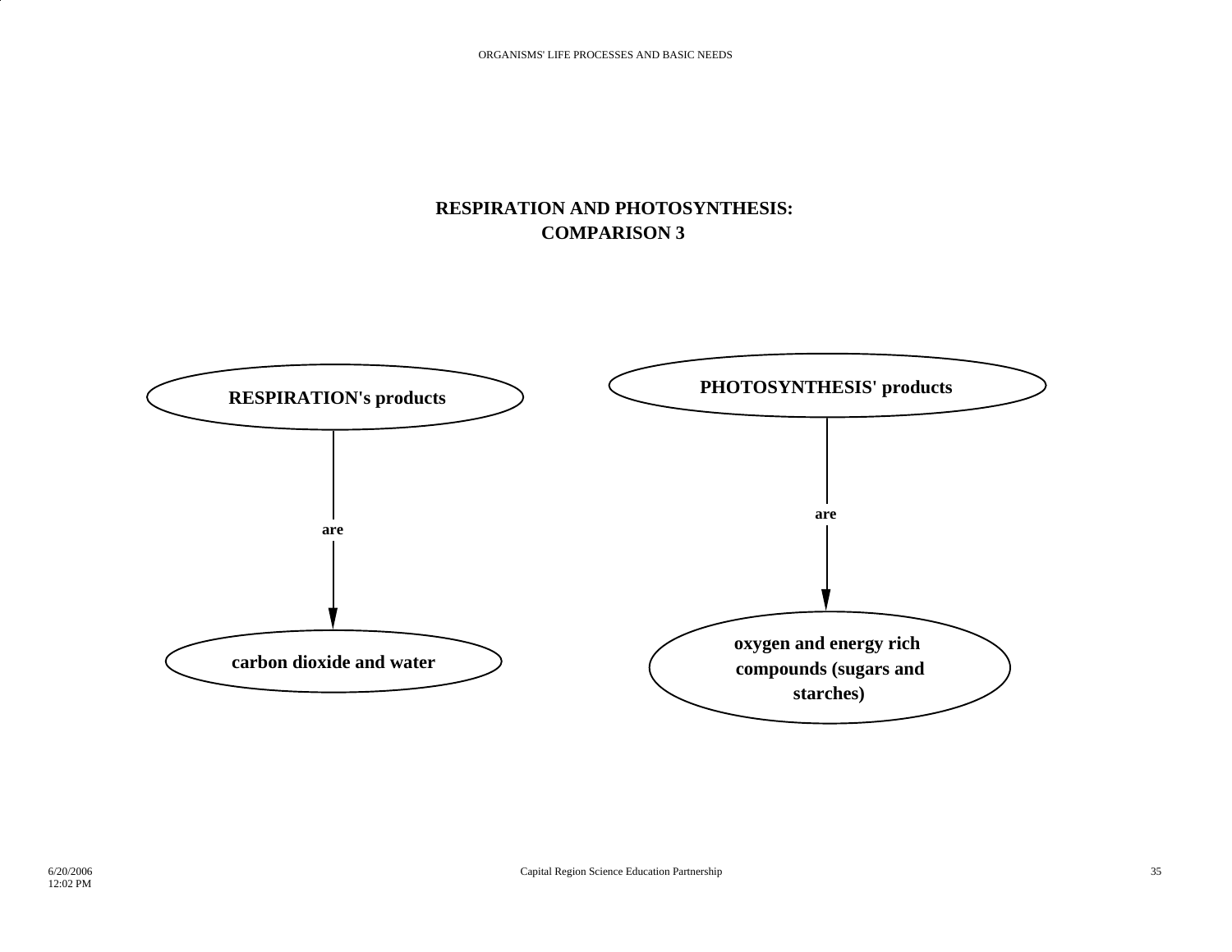# RESPIRATION AND PHOTOSYNTHESIS: COMPARISON 3

**RESPIRATION's products**

are

**carbon dioxide and water**

**PHOTOSYNTHESIS' products**

are

**oxygen and energy rich compounds (sugars and starches)**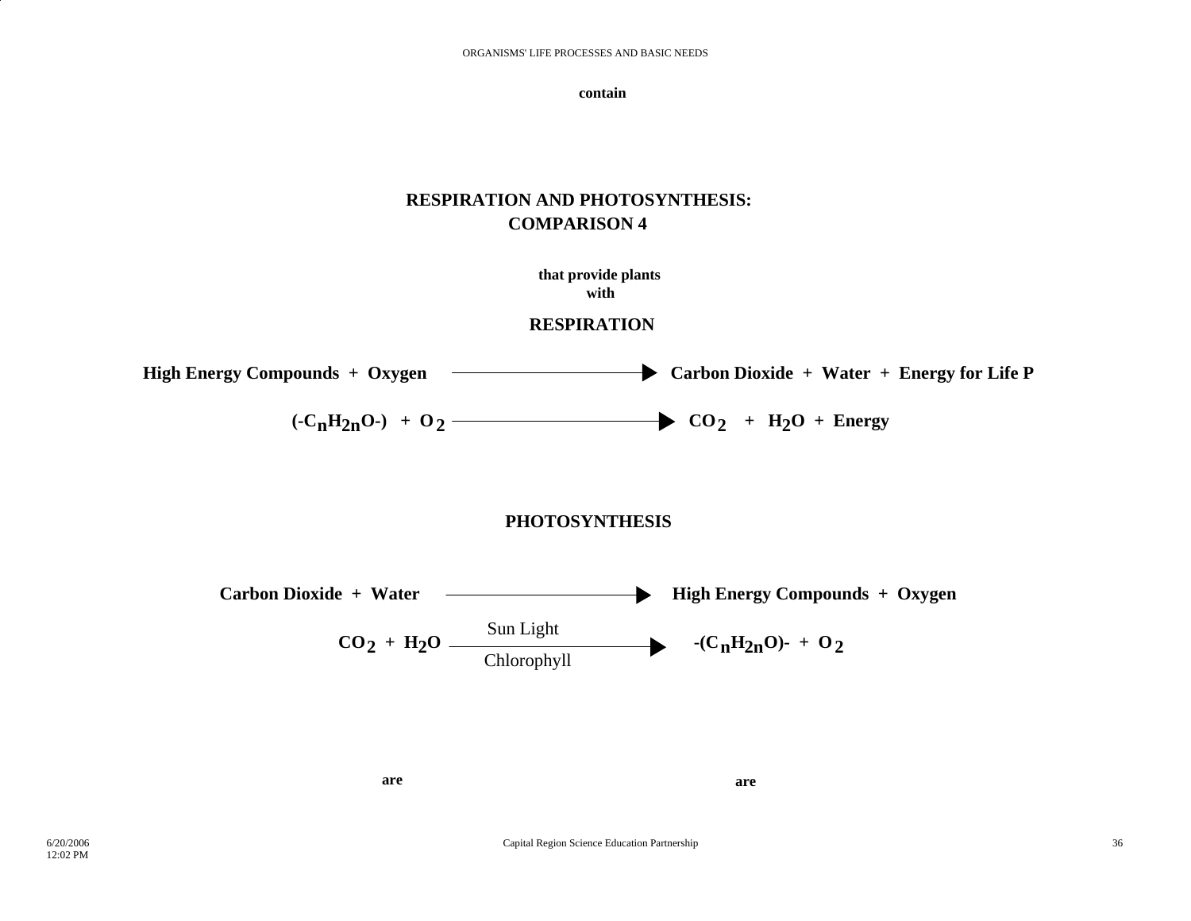contain

## RESPIRATION AND PHOTOSYNTHESIS: COMPARISON 4

**that provide plants with**

### RESPIRATION

**High Energy Compounds + Oxygen → Carbon Dioxide + Water + Energy for Life P**

$$(-C_nH_{2n}O-) + O_2 \longrightarrow CO_2 + H_2O + \text{Energy}$$

### PHOTOSYNTHESIS

**Carbon Dioxide + Water → High Energy Compounds + Oxygen**

$$CO_2 + H_2O \xrightarrow[\text{Chlorophyll}]{\text{Sun Light}} -(C_nH_{2n}O)- + O_2$$

**are** **are**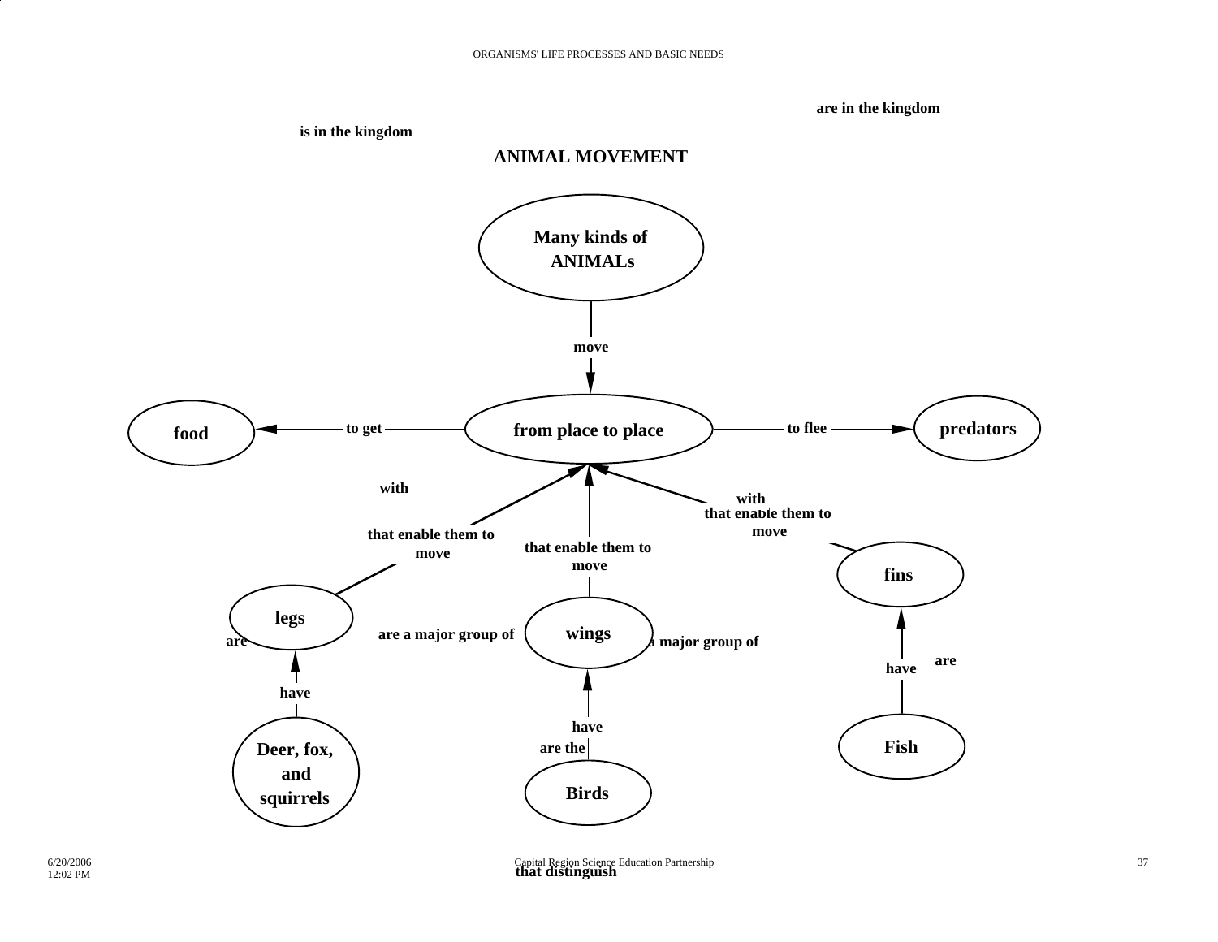are in the kingdom

is in the kingdom

## ANIMAL MOVEMENT

**Many kinds of ANIMALs**

**move**

**from place to place**

**to get** → **food**

**to flee** → **predators**

**with** **legs** **that enable them to move**

**with** **wings** **that enable them to move**

**with** **fins** **that enable them to move**

**Deer, fox, and squirrels** **have** **legs**

**Birds** **have** **wings**

**Fish** **have** **fins**

are

are a major group of

a major group of

are

are the

that distinguish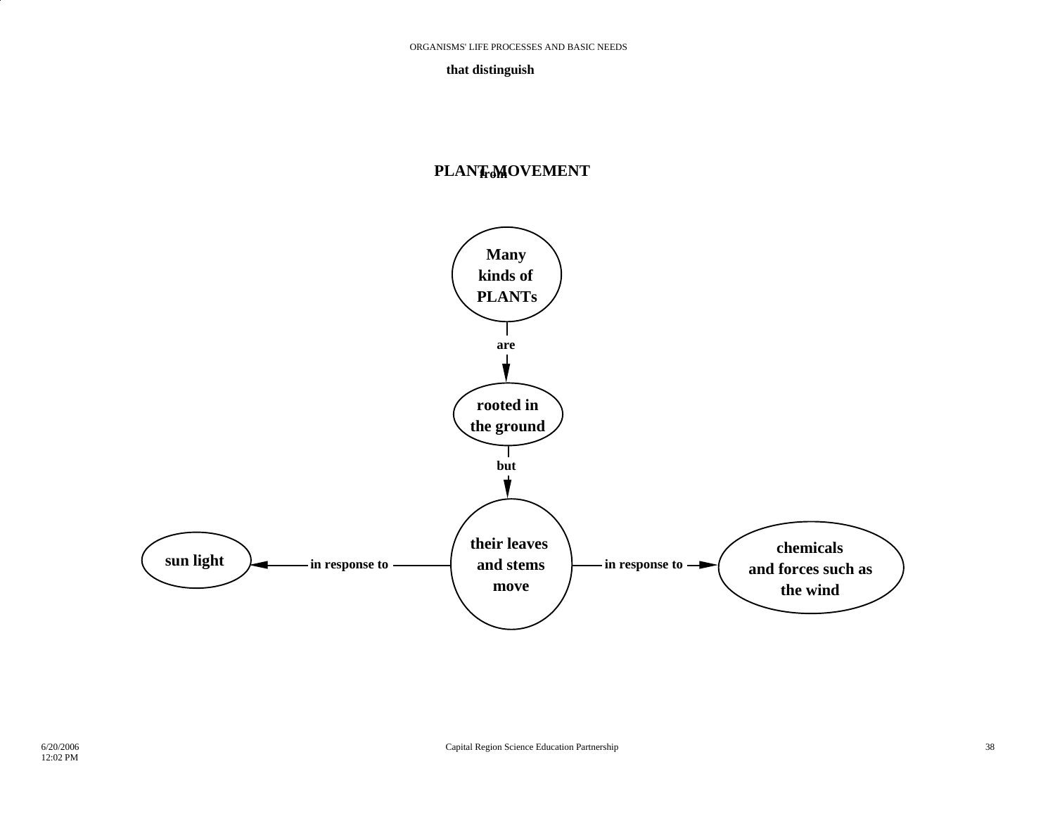ORGANISMS' LIFE PROCESSES AND BASIC NEEDS

**that distinguish**

**from**

## PLANT MOVEMENT

**Many kinds of PLANTs**

**are**

**rooted in the ground**

**but**

**their leaves and stems move**

**in response to** **sun light**

**in response to** **chemicals and forces such as the wind**

6/20/2006
12:02 PM

Capital Region Science Education Partnership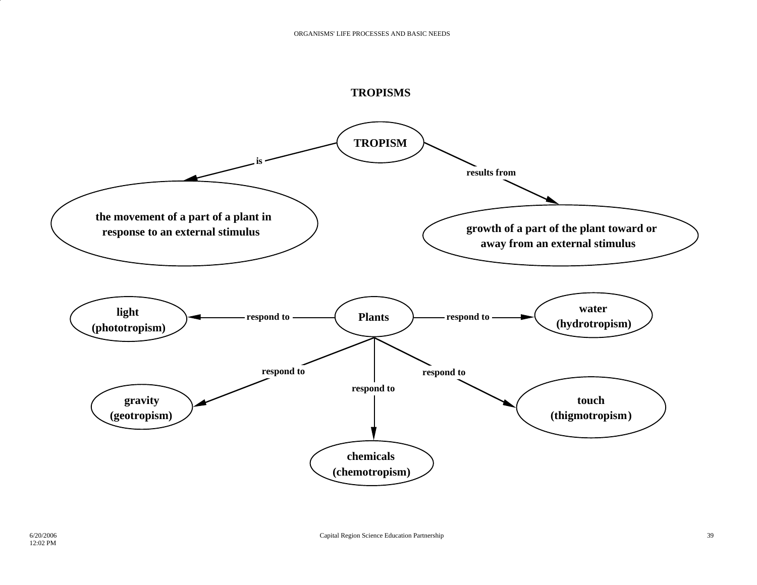# TROPISMS

**TROPISM**

- **is** → **the movement of a part of a plant in response to an external stimulus**
- **results from** → **growth of a part of the plant toward or away from an external stimulus**

**Plants**

- **respond to** → **light (phototropism)**
- **respond to** → **water (hydrotropism)**
- **respond to** → **gravity (geotropism)**
- **respond to** → **chemicals (chemotropism)**
- **respond to** → **touch (thigmotropism)**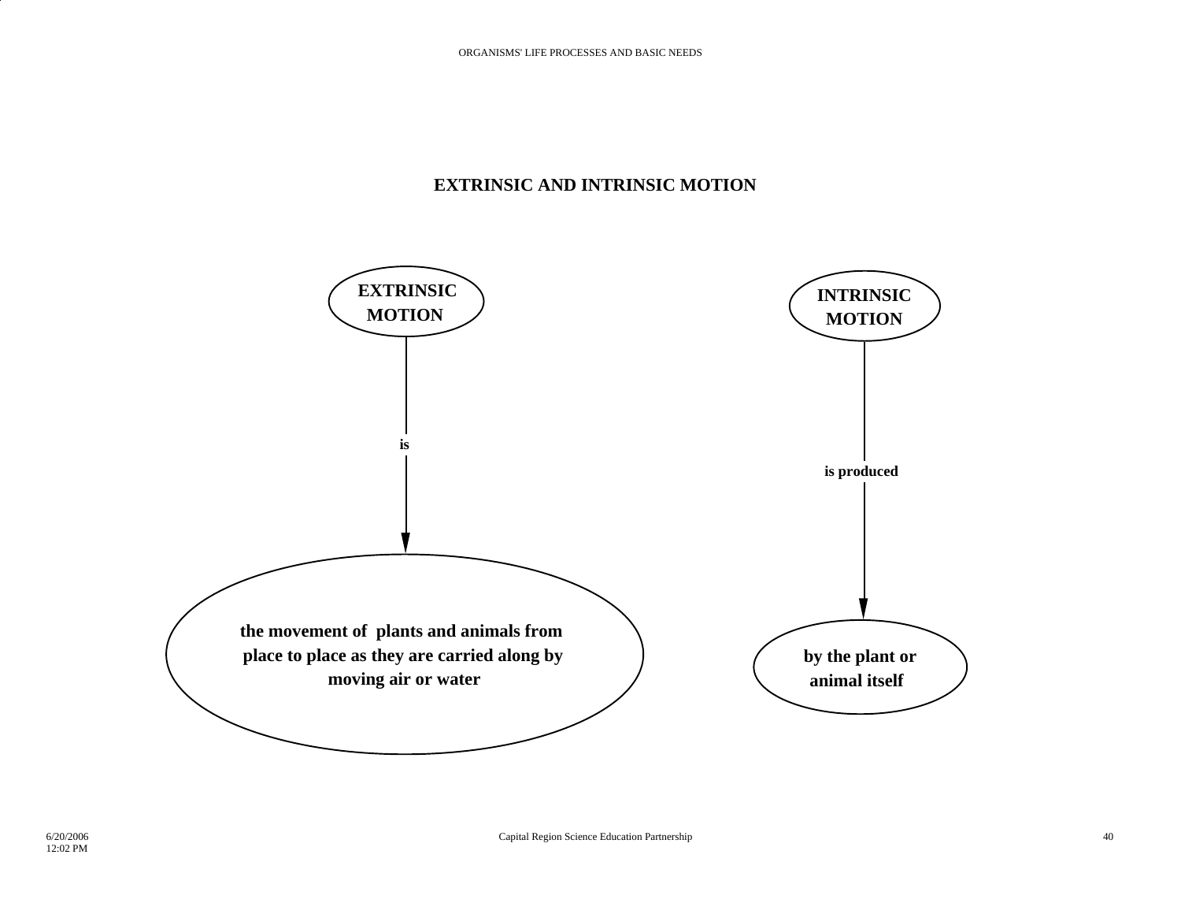# EXTRINSIC AND INTRINSIC MOTION

**EXTRINSIC MOTION**

is

**the movement of plants and animals from place to place as they are carried along by moving air or water**

**INTRINSIC MOTION**

is produced

**by the plant or animal itself**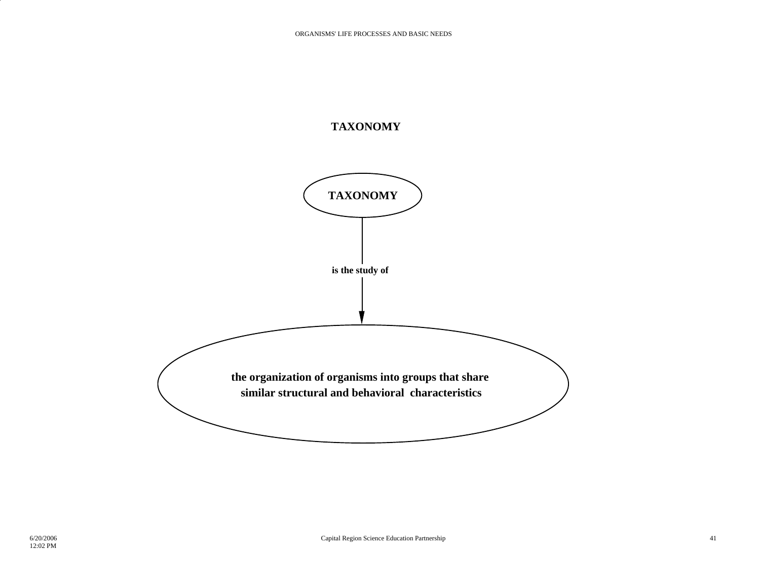# TAXONOMY

**TAXONOMY**

**is the study of**

**the organization of organisms into groups that share similar structural and behavioral characteristics**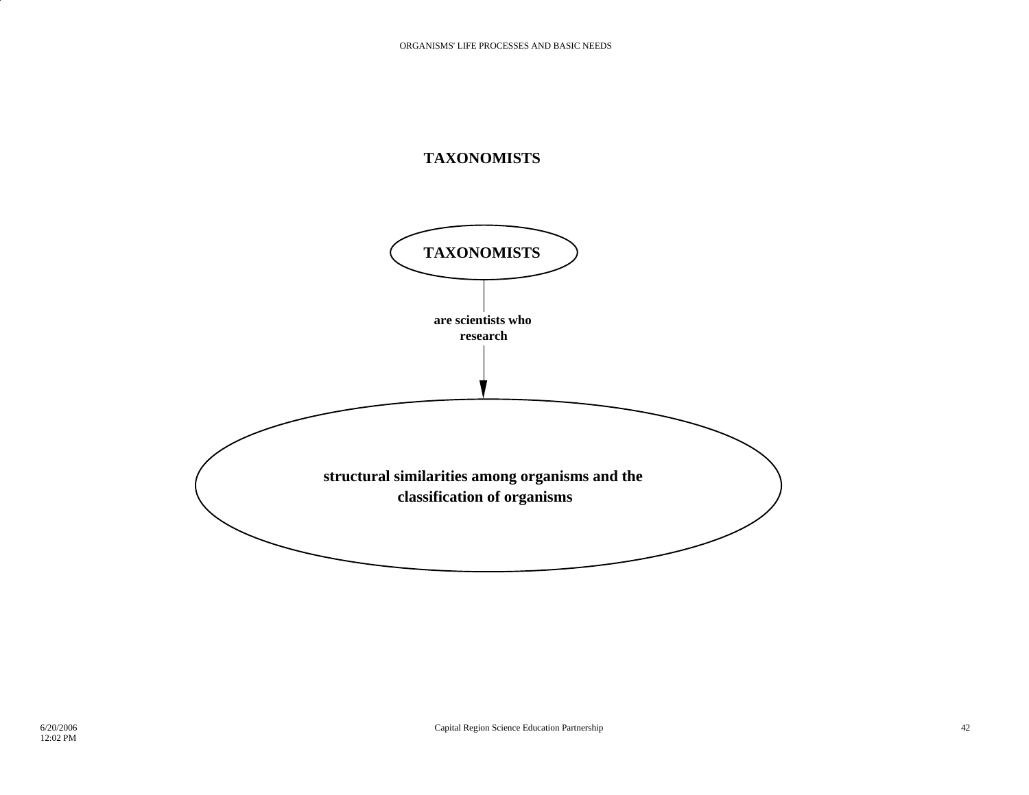## TAXONOMISTS

**TAXONOMISTS**

are scientists who research

**structural similarities among organisms and the classification of organisms**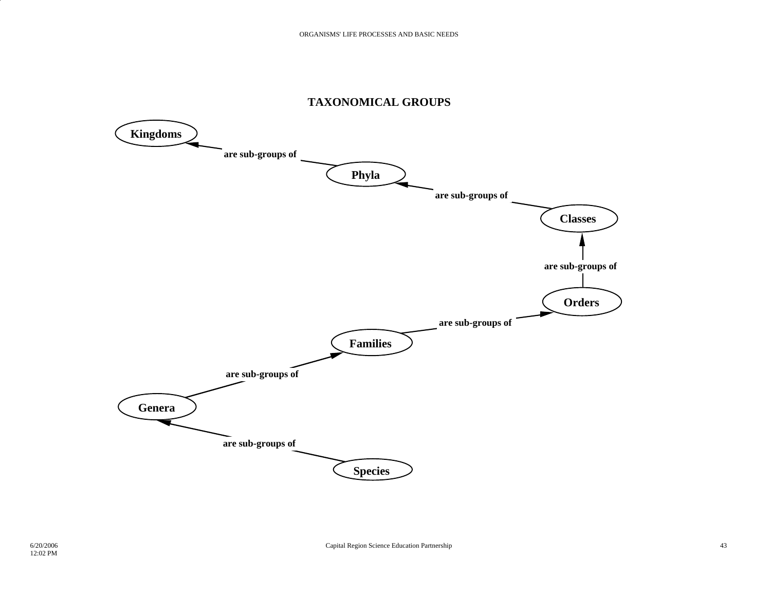## TAXONOMICAL GROUPS

Kingdoms

are sub-groups of

Phyla

are sub-groups of

Classes

are sub-groups of

Orders

are sub-groups of

Families

are sub-groups of

Genera

are sub-groups of

Species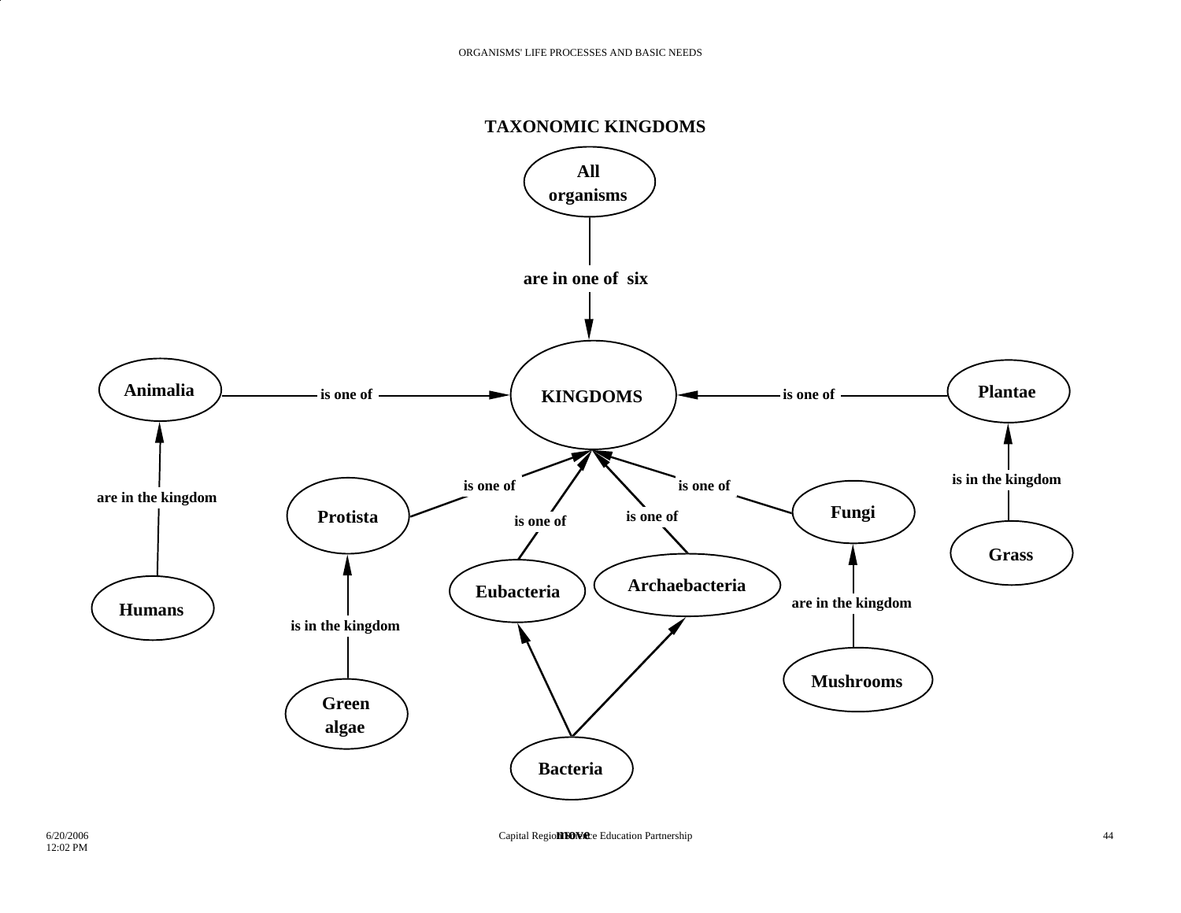## TAXONOMIC KINGDOMS

All organisms — are in one of six → KINGDOMS

Animalia — is one of → KINGDOMS

Plantae — is one of → KINGDOMS

Protista — is one of → KINGDOMS

Eubacteria — is one of → KINGDOMS

Archaebacteria — is one of → KINGDOMS

Fungi — is one of → KINGDOMS

Humans — are in the kingdom → Animalia

Grass — is in the kingdom → Plantae

Green algae — is in the kingdom → Protista

Mushrooms — are in the kingdom → Fungi

Bacteria → Eubacteria

Bacteria → Archaebacteria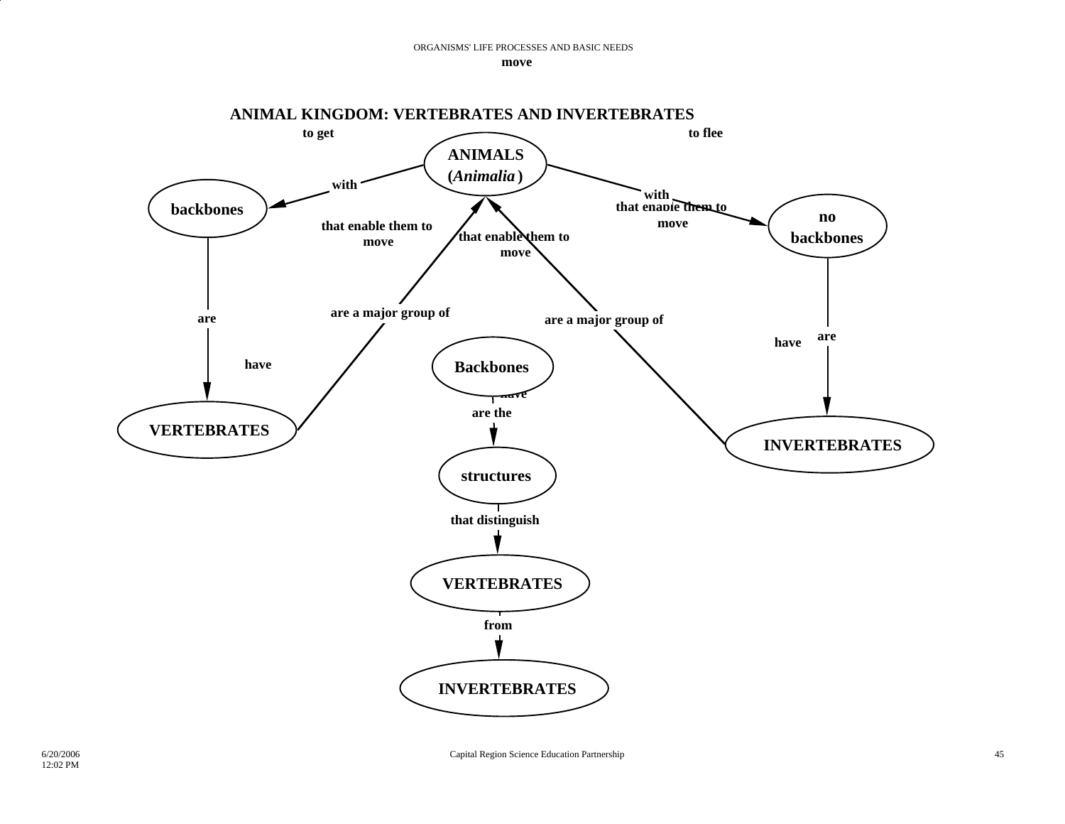# ANIMAL KINGDOM: VERTEBRATES AND INVERTEBRATES

**to get** **to flee**

**ANIMALS (*Animalia*)**

**with** → **backbones**

**with** → **no backbones**

**that enable them to move**

**that enable them to move**

**that enable them to move**

**backbones** — **are** → **VERTEBRATES**

**have**

**no backbones** — **are** → **INVERTEBRATES**

**have**

**VERTEBRATES** — **are a major group of** → **ANIMALS**

**INVERTEBRATES** — **are a major group of** → **ANIMALS**

**Backbones** — **have** / **are the** → **structures** — **that distinguish** → **VERTEBRATES** — **from** → **INVERTEBRATES**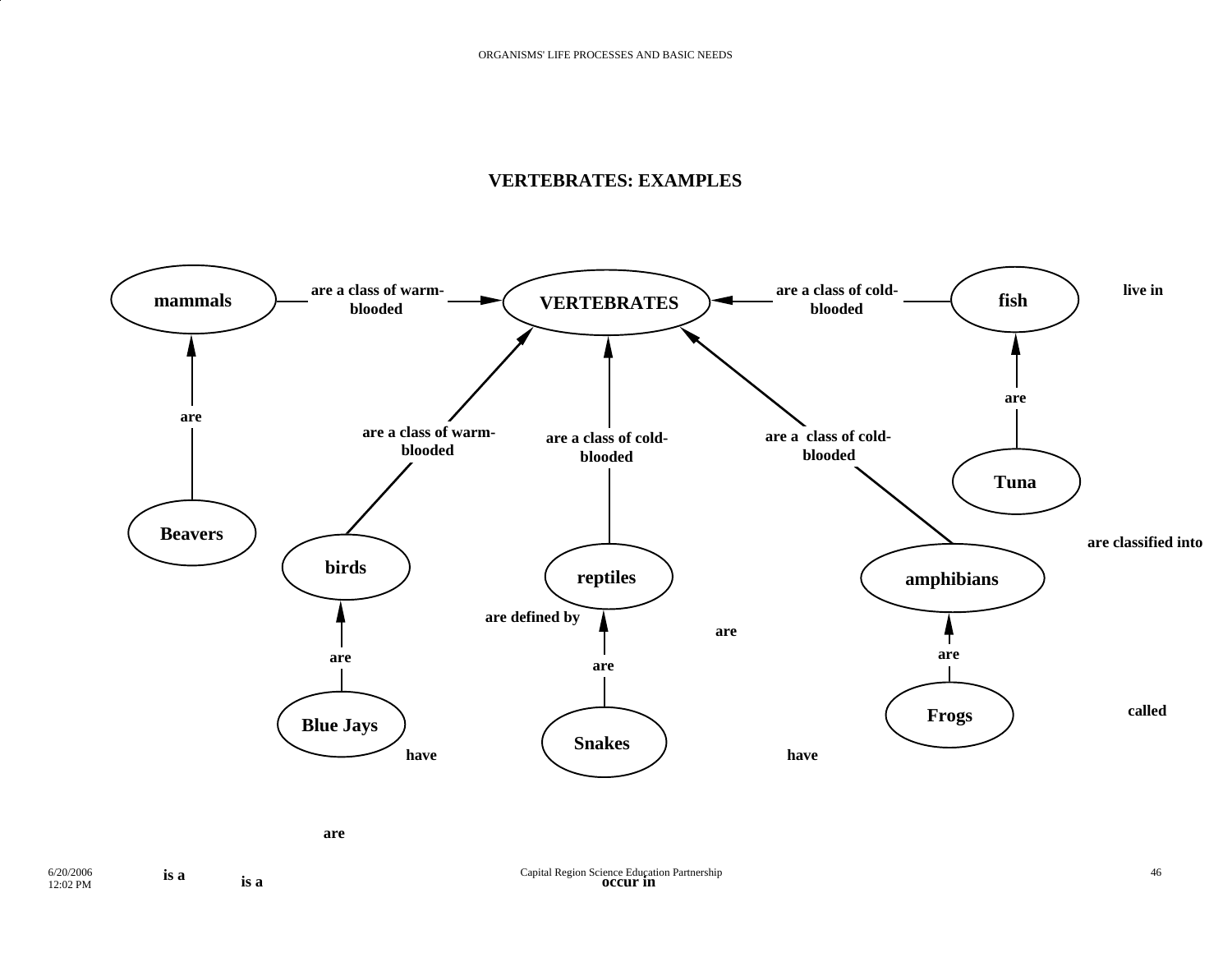# VERTEBRATES: EXAMPLES

- mammals — are a class of warm-blooded → VERTEBRATES
- fish — are a class of cold-blooded → VERTEBRATES
- birds — are a class of warm-blooded → VERTEBRATES
- reptiles — are a class of cold-blooded → VERTEBRATES
- amphibians — are a class of cold-blooded → VERTEBRATES
- Beavers — are → mammals
- Tuna — are → fish
- Blue Jays — are → birds
- Snakes — are → reptiles
- Frogs — are → amphibians

live in

are classified into

called

are defined by

are

have

have

are

is a

is a

occur in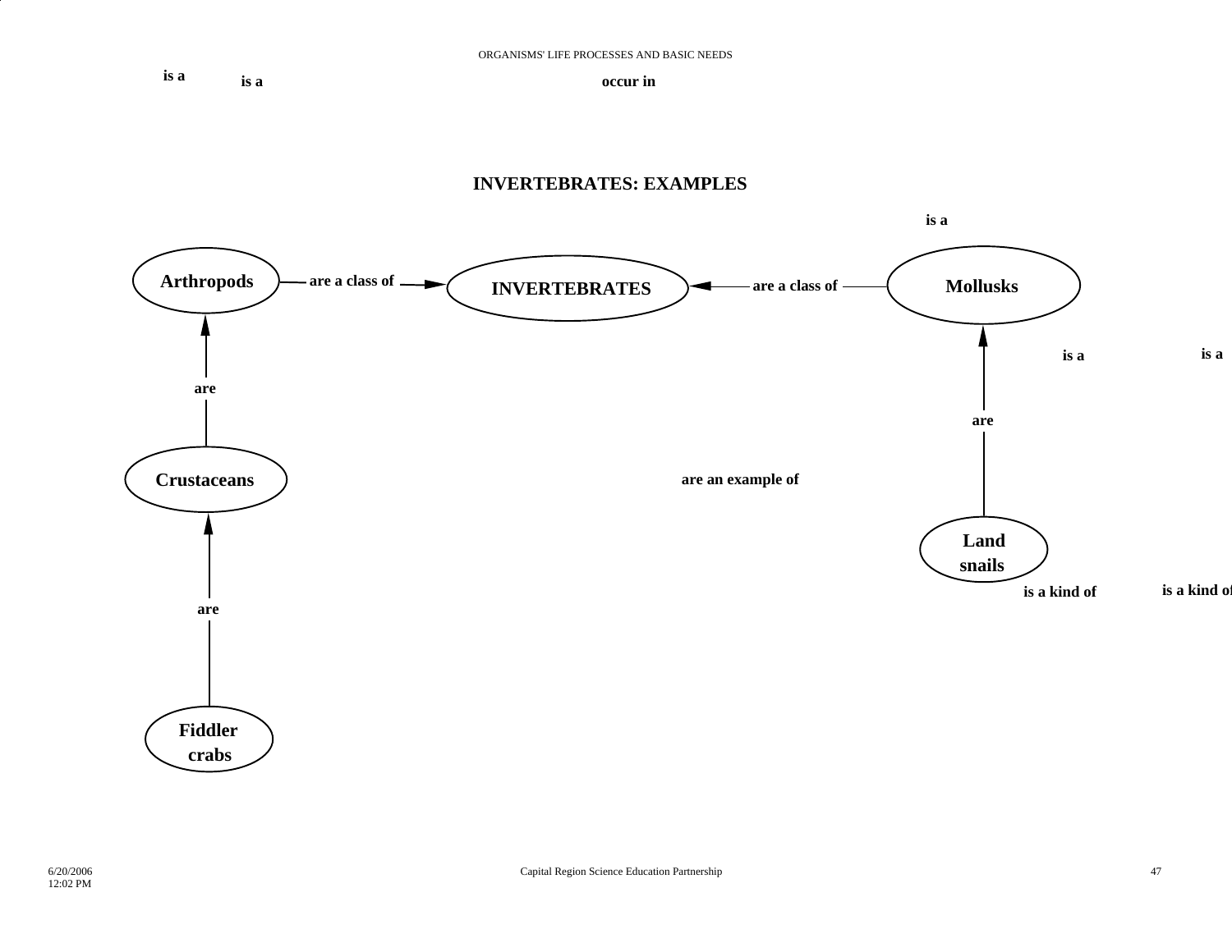is a is a occur in

# INVERTEBRATES: EXAMPLES

is a

**Arthropods** — are a class of → **INVERTEBRATES** ← are a class of — **Mollusks**

is a is a

**Crustaceans** — are → **Arthropods**

are an example of

**Land snails** — are → **Mollusks**

is a kind of is a kind of

**Fiddler crabs** — are → **Crustaceans**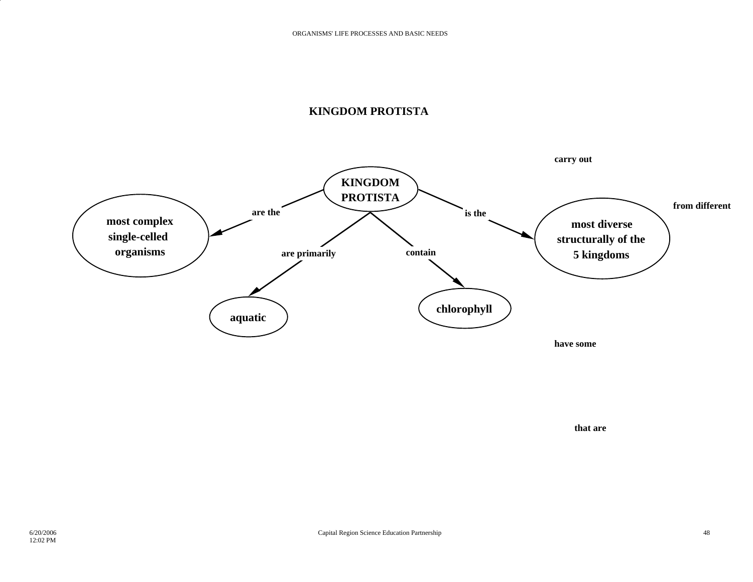# KINGDOM PROTISTA

KINGDOM PROTISTA

- are the → most complex single-celled organisms
- is the → most diverse structurally of the 5 kingdoms
- are primarily → aquatic
- contain → chlorophyll

carry out

from different

have some

that are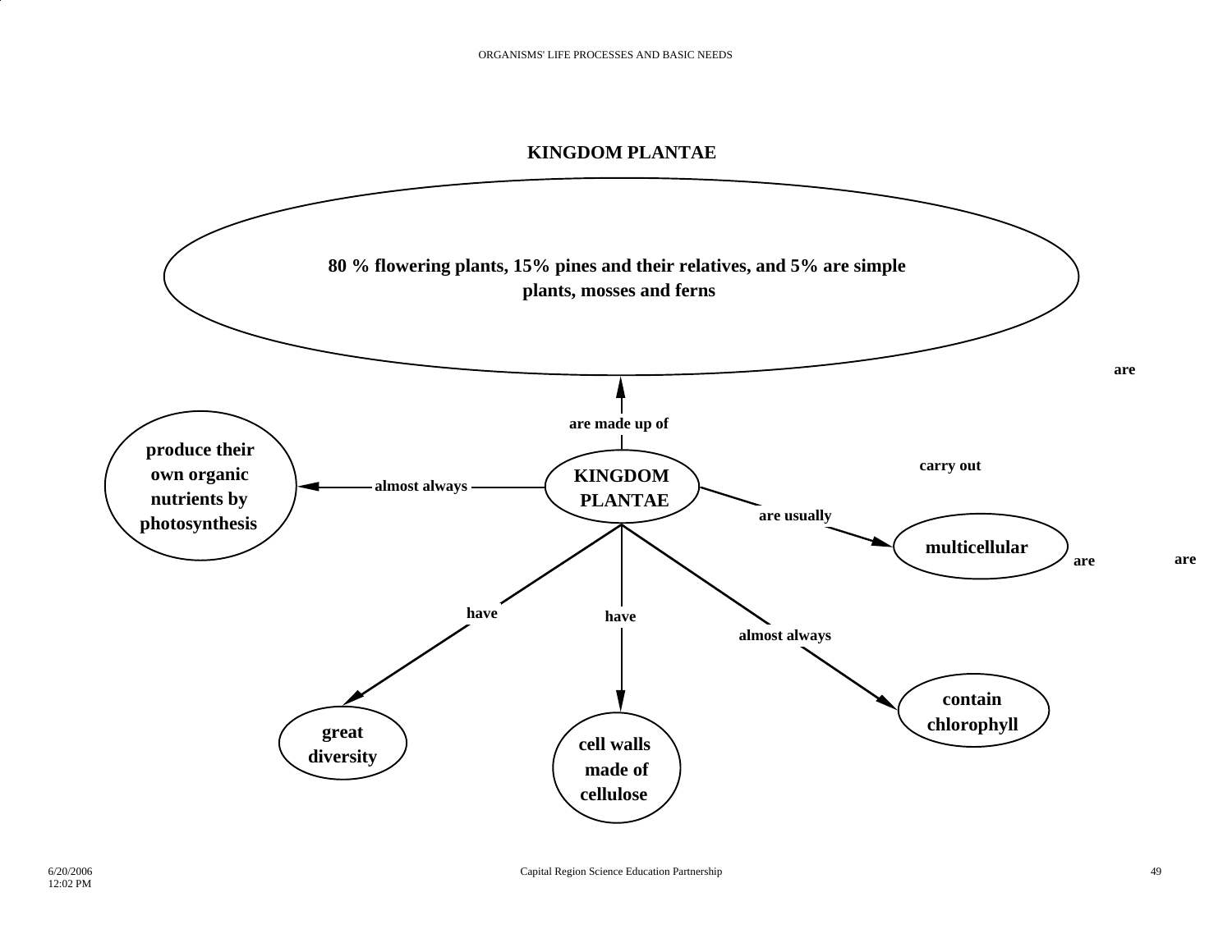# KINGDOM PLANTAE

**80 % flowering plants, 15% pines and their relatives, and 5% are simple plants, mosses and ferns**

**are**

**are made up of**

**produce their own organic nutrients by photosynthesis**

**almost always**

**KINGDOM PLANTAE**

**carry out**

**are usually**

**multicellular**

**are**

**are**

**have**

**have**

**almost always**

**contain chlorophyll**

**great diversity**

**cell walls made of cellulose**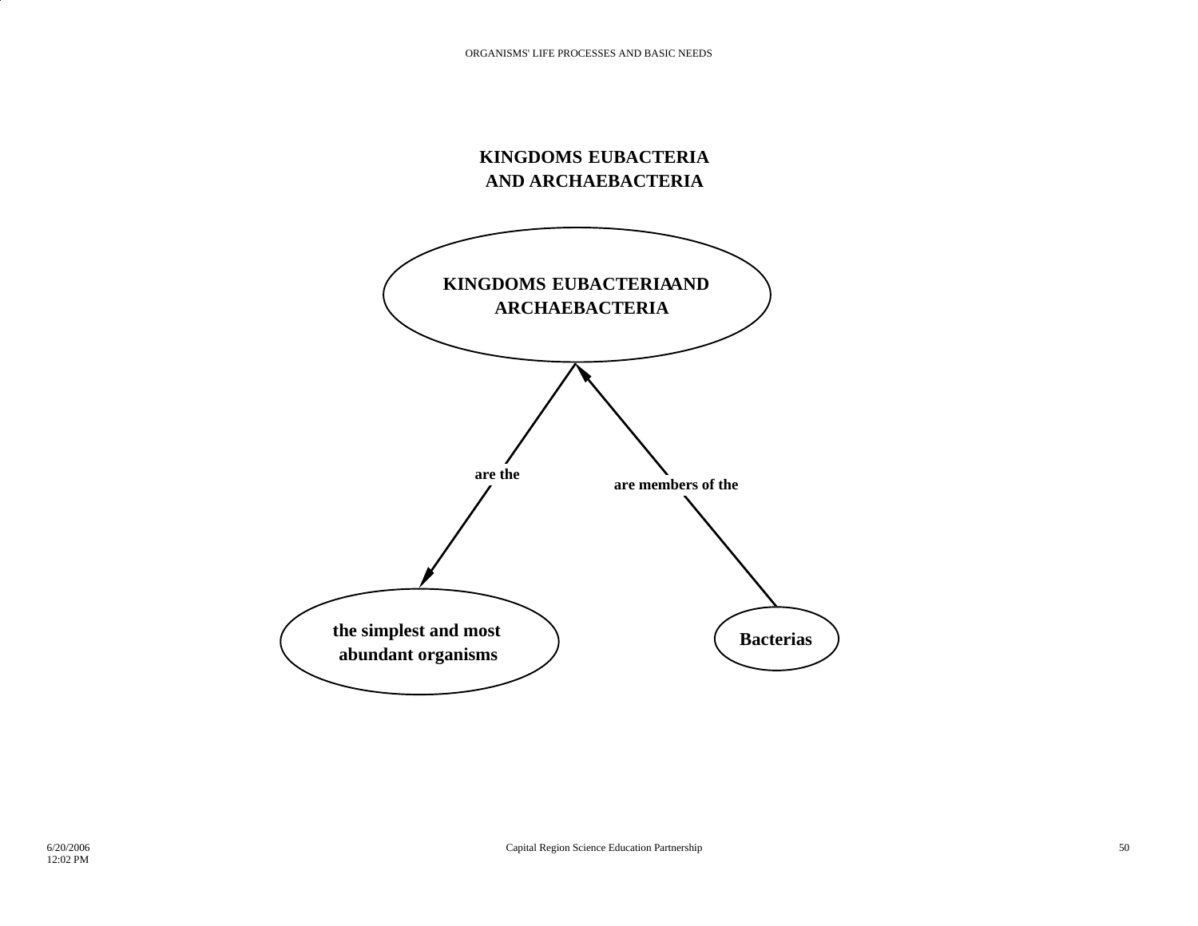# KINGDOMS EUBACTERIA AND ARCHAEBACTERIA

KINGDOMS EUBACTERIA AND ARCHAEBACTERIA

are the

the simplest and most abundant organisms

are members of the

Bacterias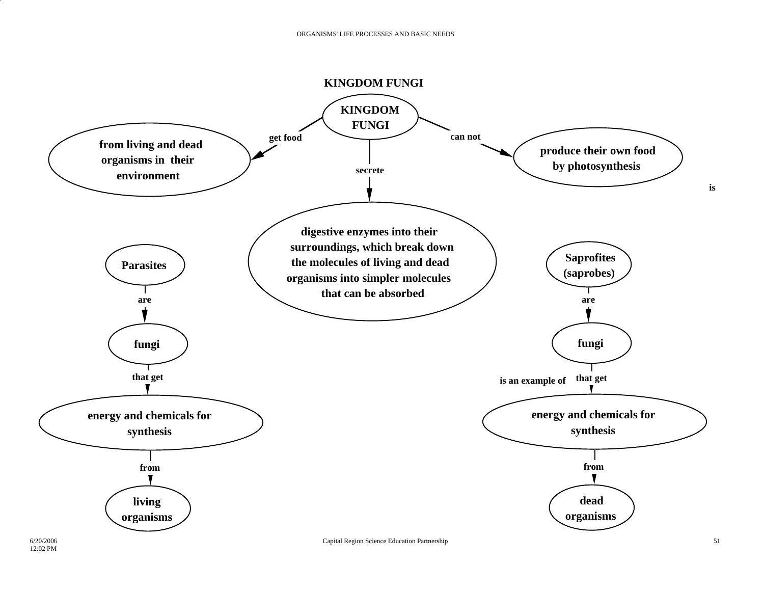# KINGDOM FUNGI

- **KINGDOM FUNGI** — get food → **from living and dead organisms in their environment**
- **KINGDOM FUNGI** — can not → **produce their own food by photosynthesis**
- **KINGDOM FUNGI** — secrete → **digestive enzymes into their surroundings, which break down the molecules of living and dead organisms into simpler molecules that can be absorbed**

is

- **Parasites** — are → **fungi** — that get → **energy and chemicals for synthesis** — from → **living organisms**
- **Saprofites (saprobes)** — are → **fungi** — that get → **energy and chemicals for synthesis** — from → **dead organisms**

is an example of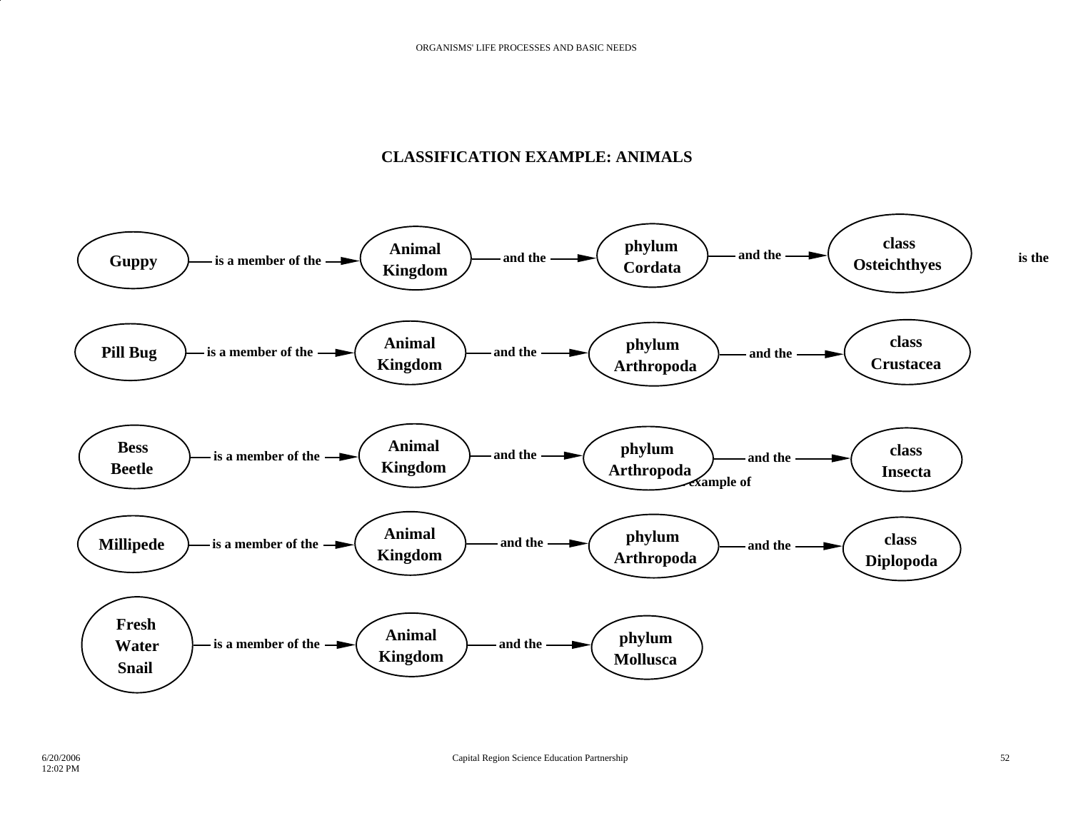## CLASSIFICATION EXAMPLE: ANIMALS

Guppy → is a member of the → Animal Kingdom → and the → phylum Cordata → and the → class Osteichthyes → is the

Pill Bug → is a member of the → Animal Kingdom → and the → phylum Arthropoda → and the → class Crustacea

Bess Beetle → is a member of the → Animal Kingdom → and the → phylum Arthropoda → and the → class Insecta

example of

Millipede → is a member of the → Animal Kingdom → and the → phylum Arthropoda → and the → class Diplopoda

Fresh Water Snail → is a member of the → Animal Kingdom → and the → phylum Mollusca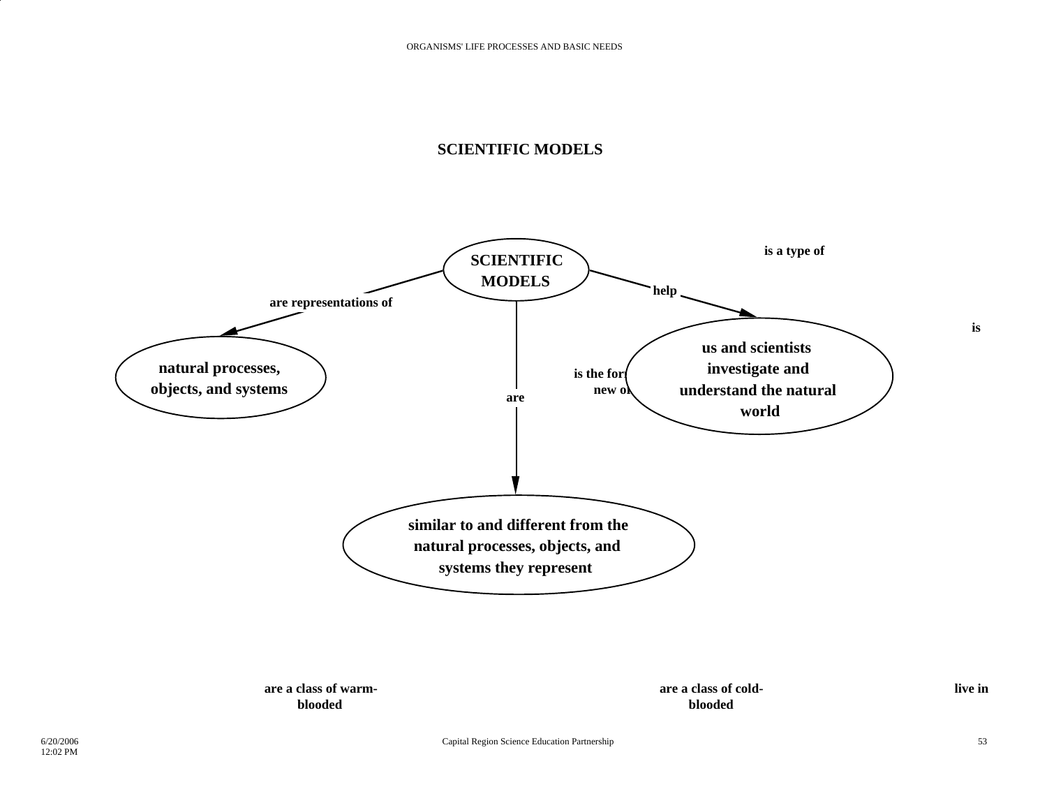## SCIENTIFIC MODELS

**SCIENTIFIC MODELS**

- **are representations of** → natural processes, objects, and systems
- **help** → us and scientists investigate and understand the natural world
- **are** → similar to and different from the natural processes, objects, and systems they represent

**is a type of**

**is**

**is the for... new o...**

**are a class of warm-blooded**

**are a class of cold-blooded**

**live in**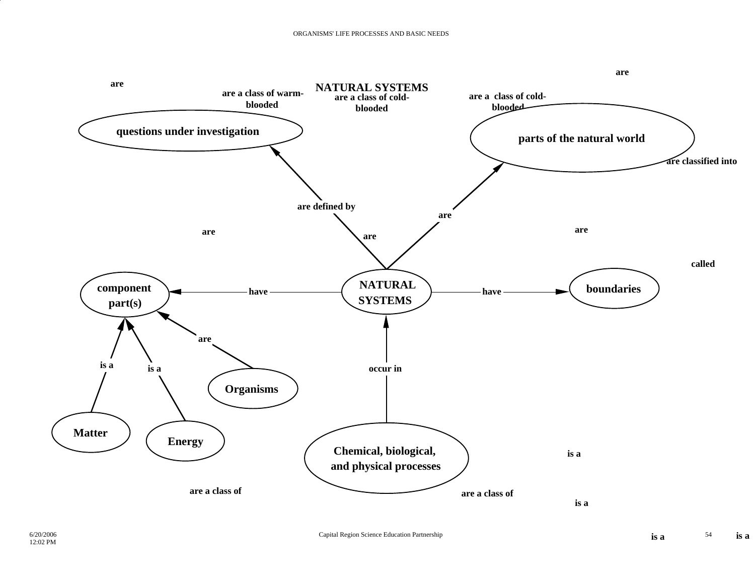NATURAL SYSTEMS

are

are a class of warm-blooded

are a class of cold-blooded

are a class of cold-blooded

are

questions under investigation

parts of the natural world

are classified into

are defined by

are

are

are

are

called

component part(s)

have

NATURAL SYSTEMS

have

boundaries

are

is a

is a

occur in

Organisms

Matter

Energy

Chemical, biological, and physical processes

is a

are a class of

are a class of

is a

is a

is a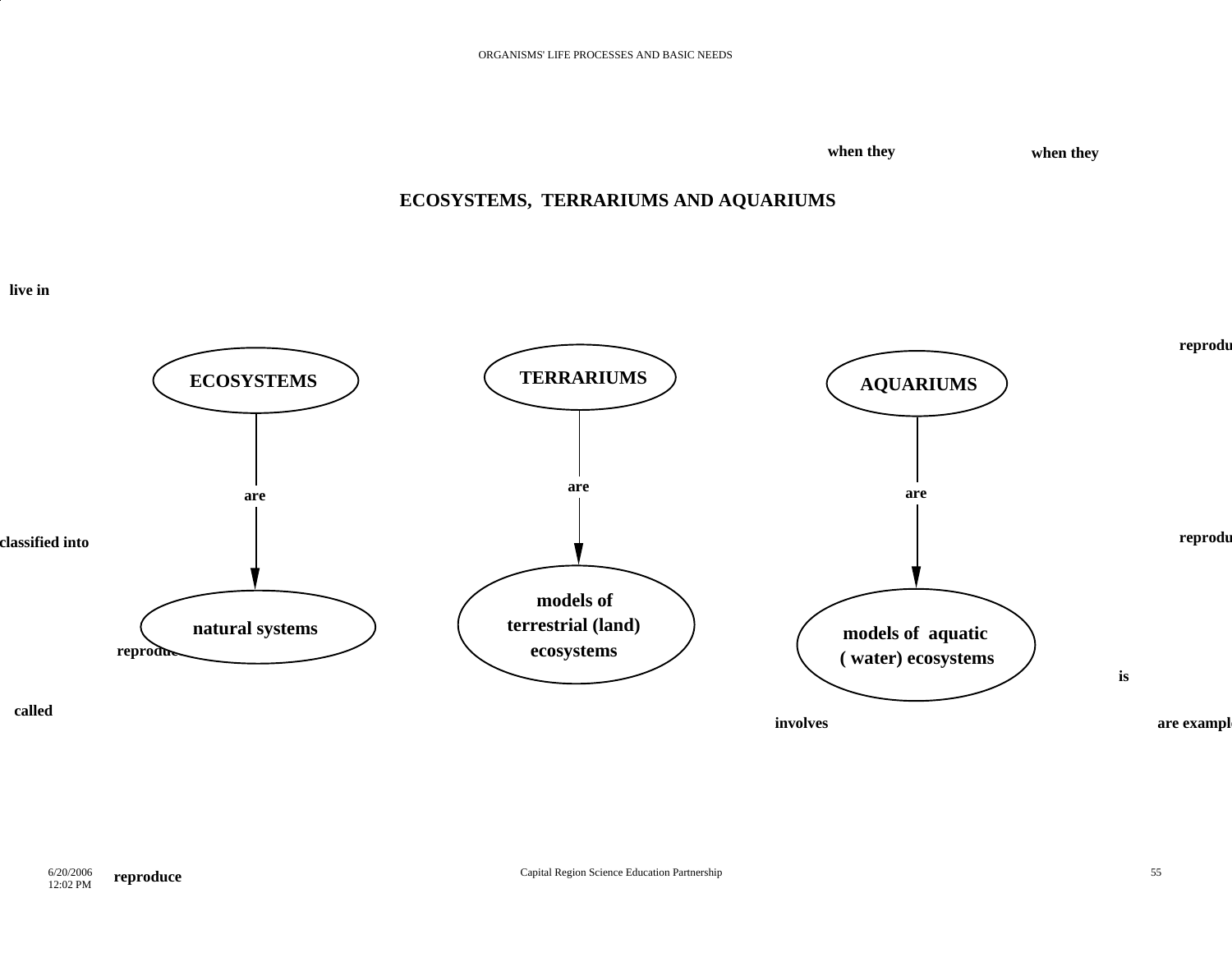# ECOSYSTEMS, TERRARIUMS AND AQUARIUMS

when they

when they

live in

reprodu

**ECOSYSTEMS** — are → **natural systems**

**TERRARIUMS** — are → **models of terrestrial (land) ecosystems**

**AQUARIUMS** — are → **models of aquatic (water) ecosystems**

classified into

reprodu

reproduce

is

called

involves

are exampl

reproduce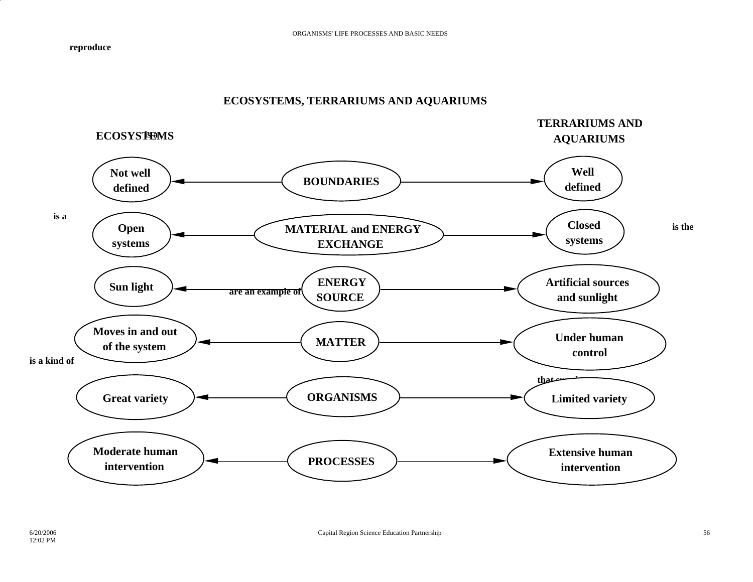reproduce

## ECOSYSTEMS, TERRARIUMS AND AQUARIUMS

| ECOSYSTEMS | | TERRARIUMS AND AQUARIUMS |
| --- | --- | --- |
| Not well defined | BOUNDARIES | Well defined |
| Open systems | MATERIAL and ENERGY EXCHANGE | Closed systems |
| Sun light | ENERGY SOURCE | Artificial sources and sunlight |
| Moves in and out of the system | MATTER | Under human control |
| Great variety | ORGANISMS | Limited variety |
| Moderate human intervention | PROCESSES | Extensive human intervention |

is a

is the

are an example of

is a kind of

that supply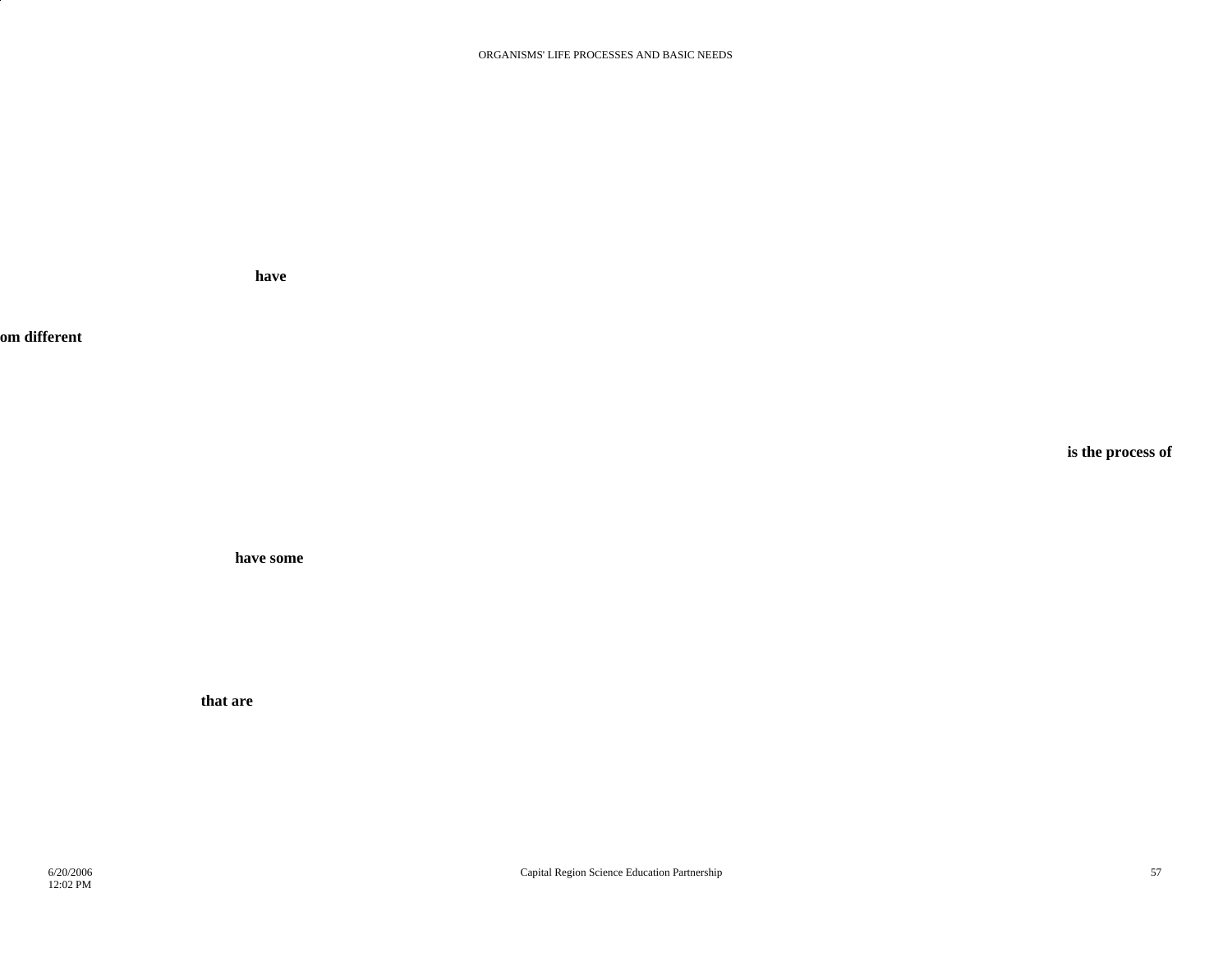**have**

**om different**

**is the process of**

**have some**

**that are**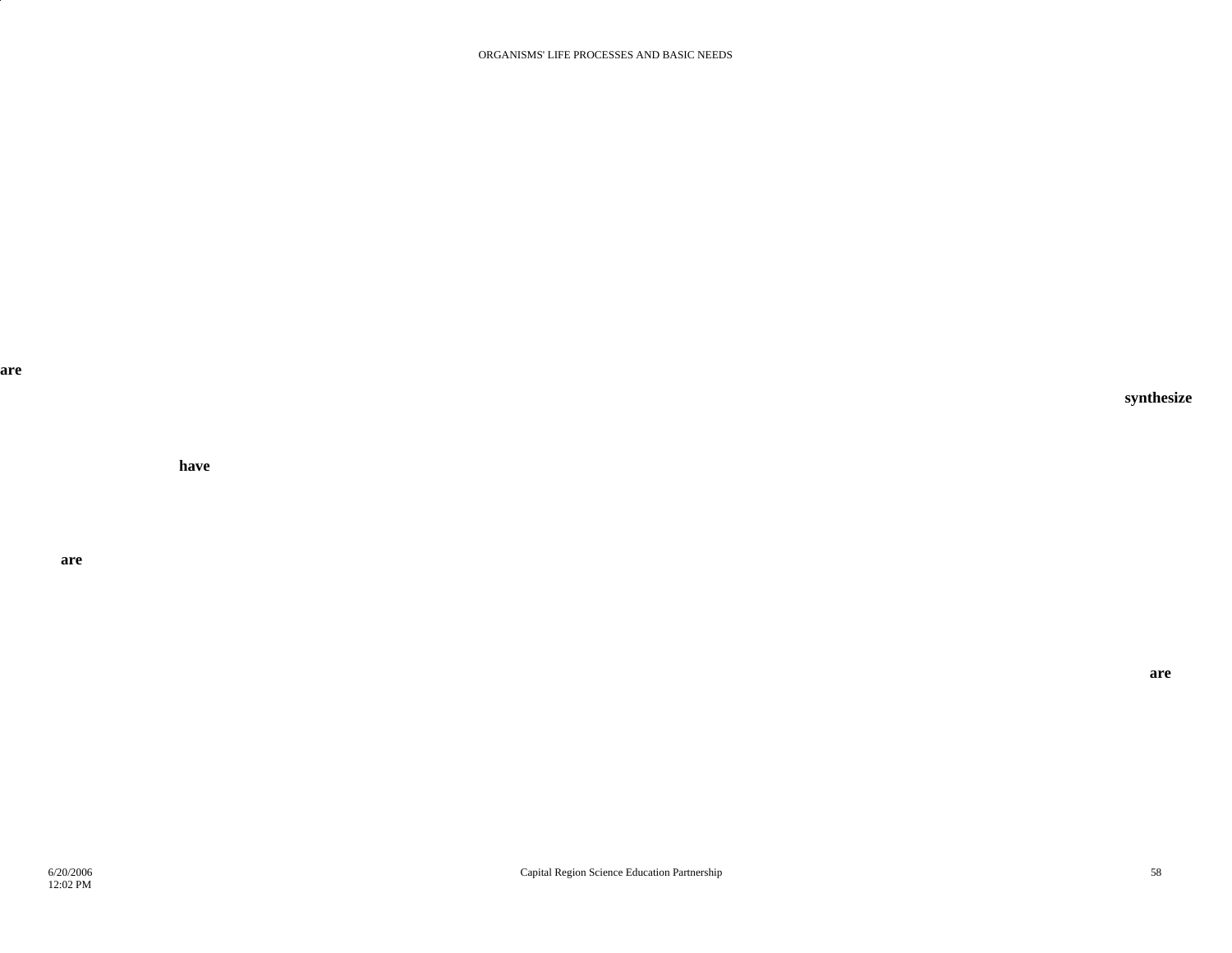are

synthesize

have

are

are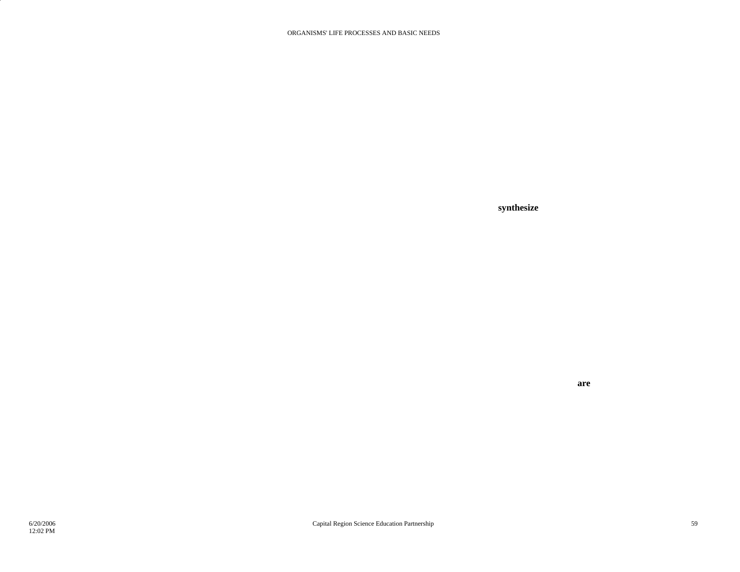**synthesize**

**are**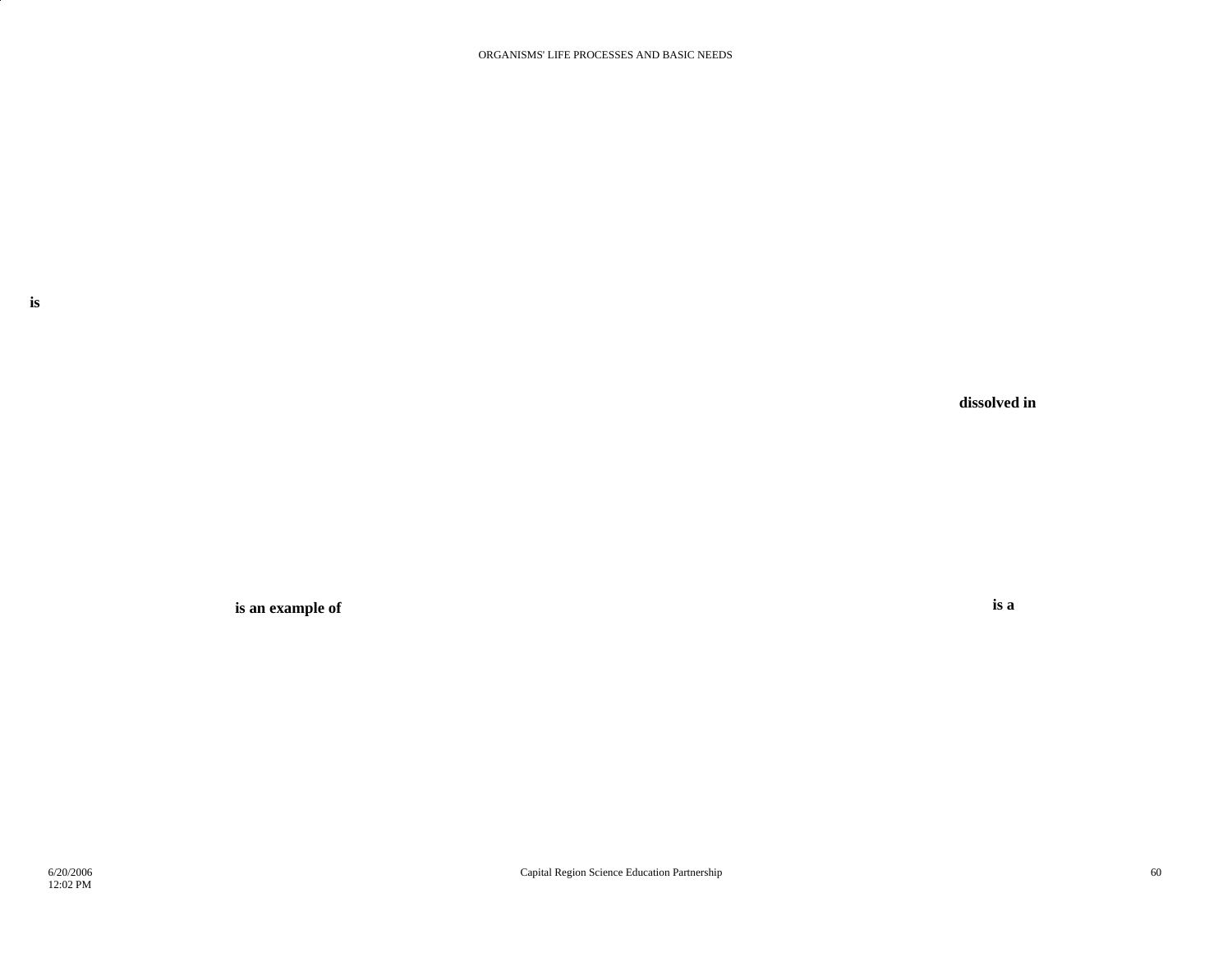is

dissolved in

is an example of

is a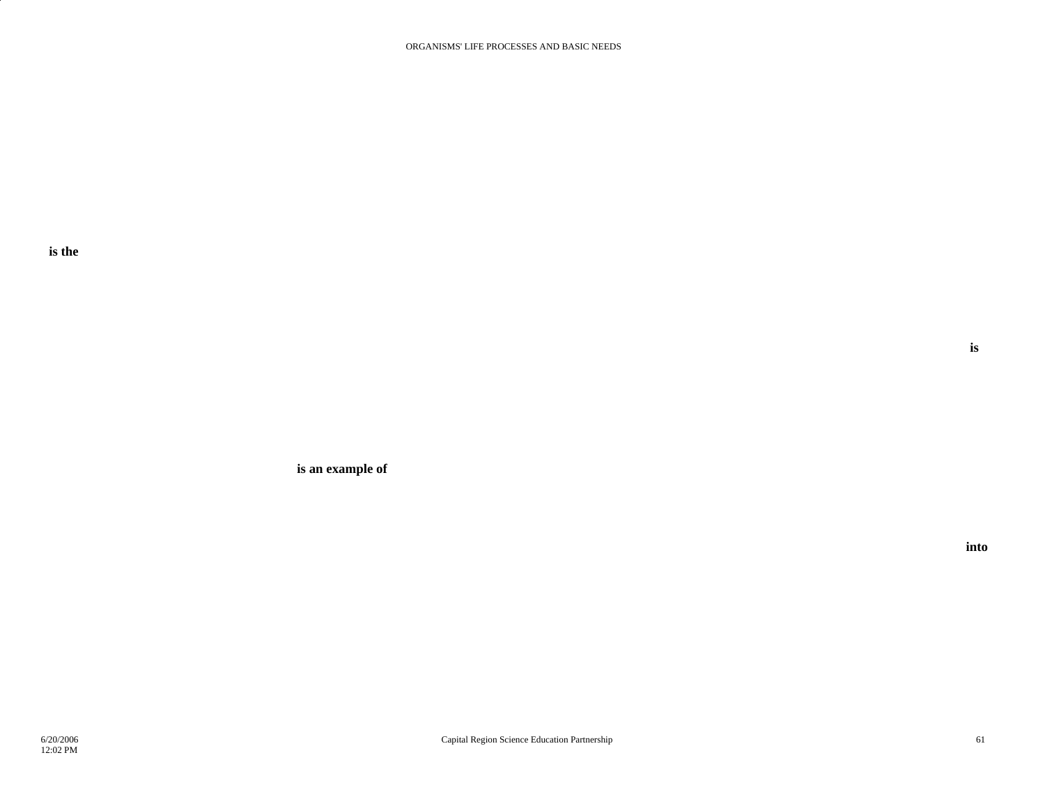is the

is

is an example of

into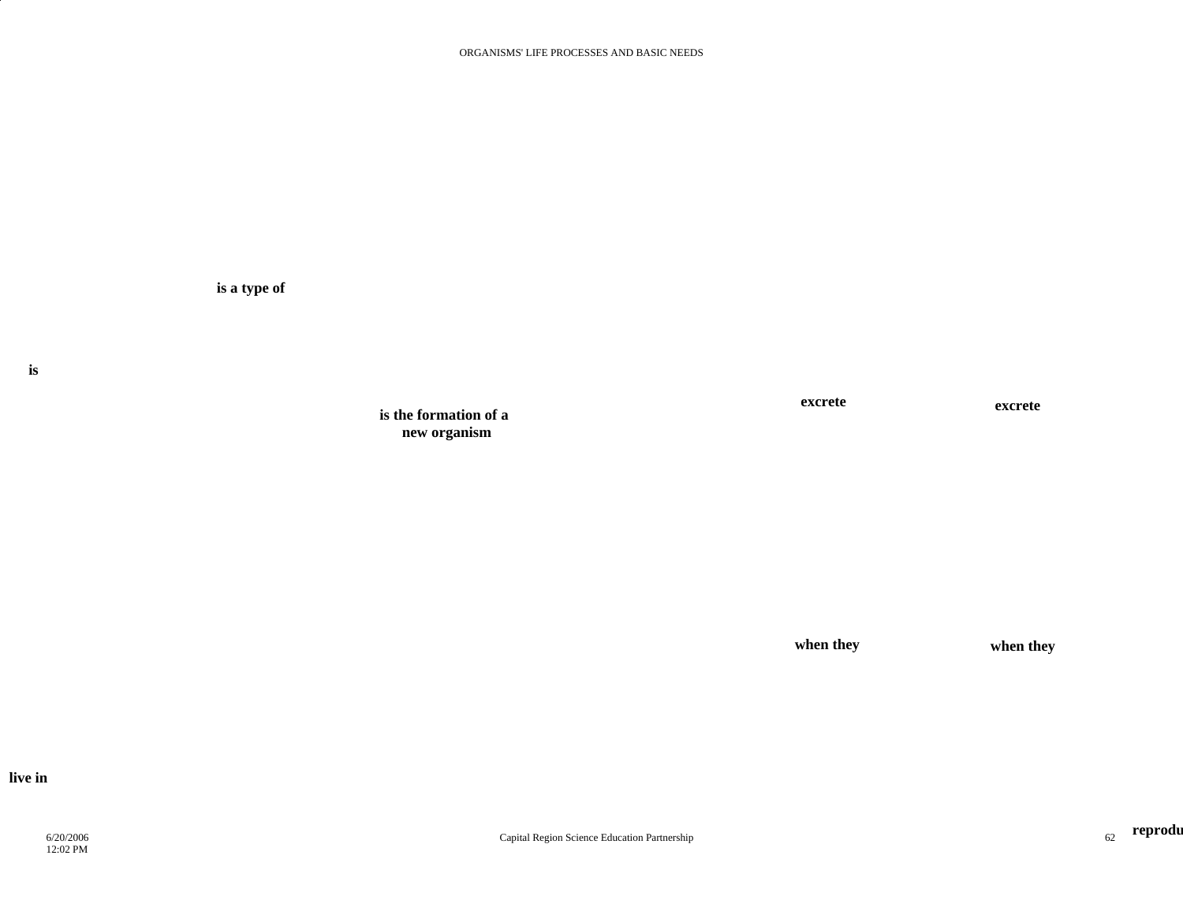is a type of

is

excrete

excrete

is the formation of a new organism

when they

when they

live in

reprodu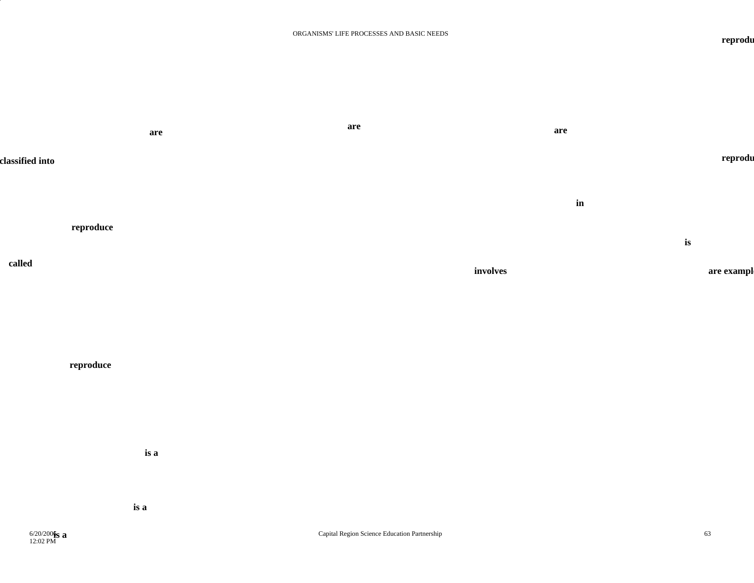ORGANISMS' LIFE PROCESSES AND BASIC NEEDS

reprodu

are

are

are

classified into

reprodu

in

reproduce

is

called

involves

are exampl

reproduce

is a

is a

is a